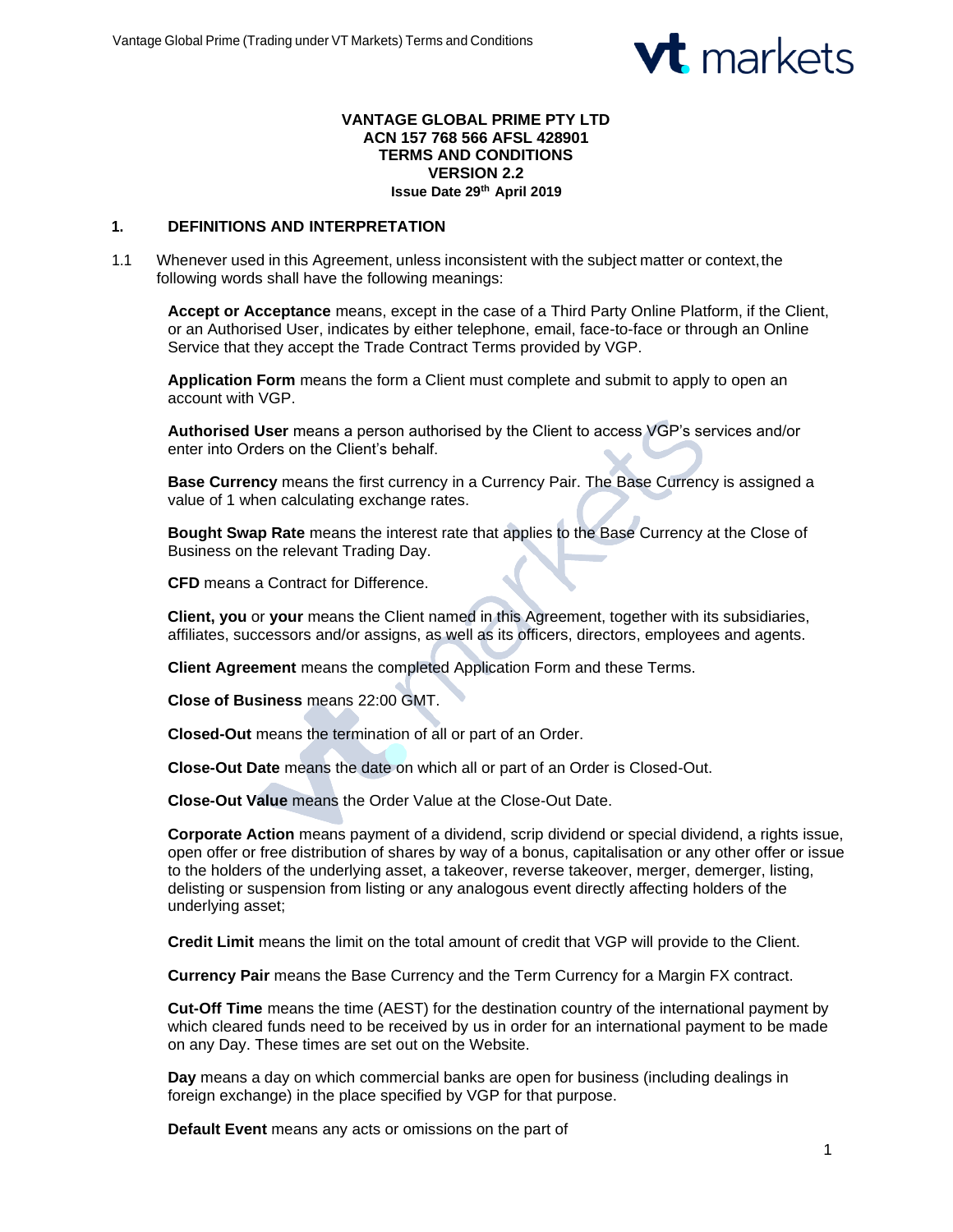**VANTAGE GLOBAL PRIME PTY LTD**
**ACN 157 768 566 AFSL 428901**
**TERMS AND CONDITIONS**
**VERSION 2.2**
**Issue Date 29th April 2019**

## 1. DEFINITIONS AND INTERPRETATION

1.1 Whenever used in this Agreement, unless inconsistent with the subject matter or context, the following words shall have the following meanings:

**Accept or Acceptance** means, except in the case of a Third Party Online Platform, if the Client, or an Authorised User, indicates by either telephone, email, face-to-face or through an Online Service that they accept the Trade Contract Terms provided by VGP.

**Application Form** means the form a Client must complete and submit to apply to open an account with VGP.

**Authorised User** means a person authorised by the Client to access VGP's services and/or enter into Orders on the Client's behalf.

**Base Currency** means the first currency in a Currency Pair. The Base Currency is assigned a value of 1 when calculating exchange rates.

**Bought Swap Rate** means the interest rate that applies to the Base Currency at the Close of Business on the relevant Trading Day.

**CFD** means a Contract for Difference.

**Client, you** or **your** means the Client named in this Agreement, together with its subsidiaries, affiliates, successors and/or assigns, as well as its officers, directors, employees and agents.

**Client Agreement** means the completed Application Form and these Terms.

**Close of Business** means 22:00 GMT.

**Closed-Out** means the termination of all or part of an Order.

**Close-Out Date** means the date on which all or part of an Order is Closed-Out.

**Close-Out Value** means the Order Value at the Close-Out Date.

**Corporate Action** means payment of a dividend, scrip dividend or special dividend, a rights issue, open offer or free distribution of shares by way of a bonus, capitalisation or any other offer or issue to the holders of the underlying asset, a takeover, reverse takeover, merger, demerger, listing, delisting or suspension from listing or any analogous event directly affecting holders of the underlying asset;

**Credit Limit** means the limit on the total amount of credit that VGP will provide to the Client.

**Currency Pair** means the Base Currency and the Term Currency for a Margin FX contract.

**Cut-Off Time** means the time (AEST) for the destination country of the international payment by which cleared funds need to be received by us in order for an international payment to be made on any Day. These times are set out on the Website.

**Day** means a day on which commercial banks are open for business (including dealings in foreign exchange) in the place specified by VGP for that purpose.

**Default Event** means any acts or omissions on the part of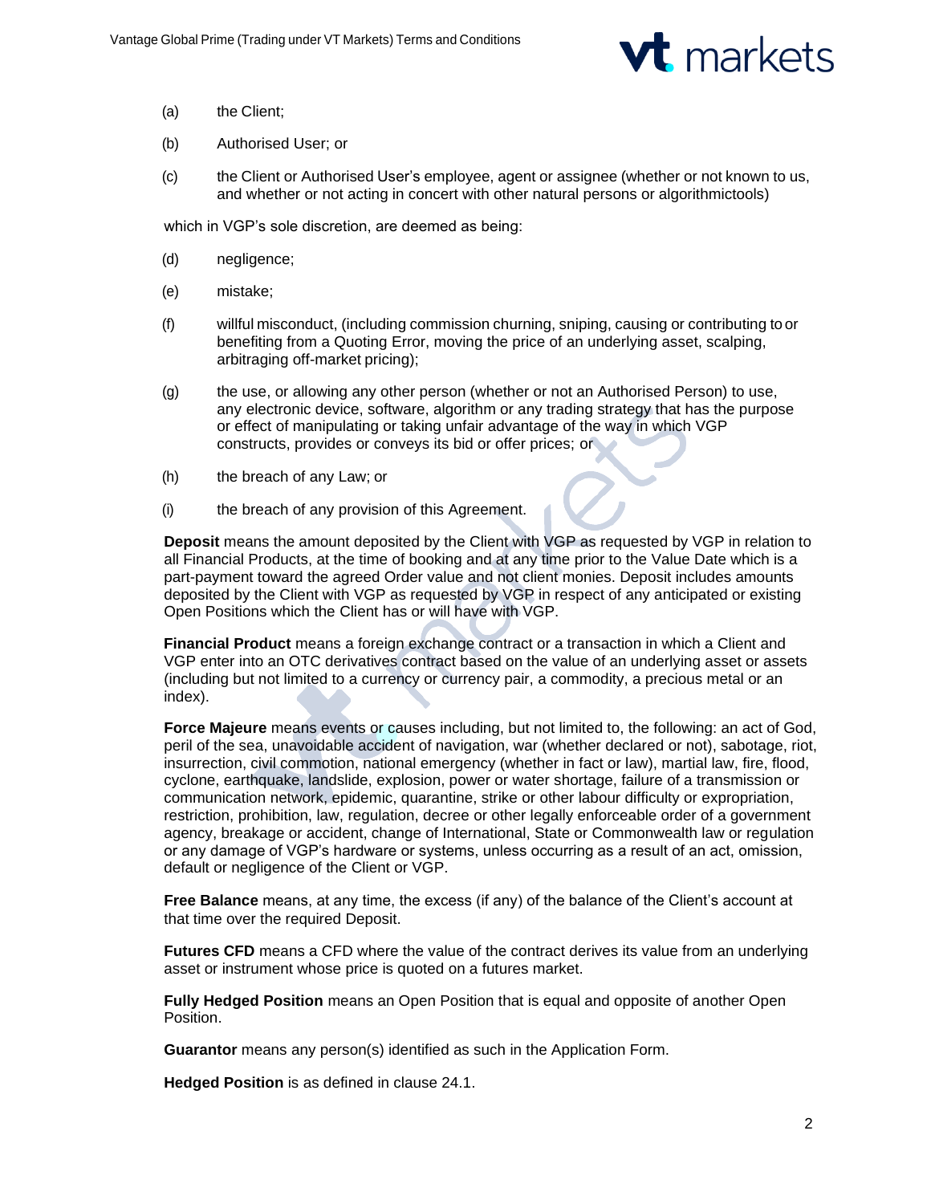(a) the Client;

(b) Authorised User; or

(c) the Client or Authorised User's employee, agent or assignee (whether or not known to us, and whether or not acting in concert with other natural persons or algorithmictools)

which in VGP's sole discretion, are deemed as being:

(d) negligence;

(e) mistake;

(f) willful misconduct, (including commission churning, sniping, causing or contributing to or benefiting from a Quoting Error, moving the price of an underlying asset, scalping, arbitraging off-market pricing);

(g) the use, or allowing any other person (whether or not an Authorised Person) to use, any electronic device, software, algorithm or any trading strategy that has the purpose or effect of manipulating or taking unfair advantage of the way in which VGP constructs, provides or conveys its bid or offer prices; or

(h) the breach of any Law; or

(i) the breach of any provision of this Agreement.

**Deposit** means the amount deposited by the Client with VGP as requested by VGP in relation to all Financial Products, at the time of booking and at any time prior to the Value Date which is a part-payment toward the agreed Order value and not client monies. Deposit includes amounts deposited by the Client with VGP as requested by VGP in respect of any anticipated or existing Open Positions which the Client has or will have with VGP.

**Financial Product** means a foreign exchange contract or a transaction in which a Client and VGP enter into an OTC derivatives contract based on the value of an underlying asset or assets (including but not limited to a currency or currency pair, a commodity, a precious metal or an index).

**Force Majeure** means events or causes including, but not limited to, the following: an act of God, peril of the sea, unavoidable accident of navigation, war (whether declared or not), sabotage, riot, insurrection, civil commotion, national emergency (whether in fact or law), martial law, fire, flood, cyclone, earthquake, landslide, explosion, power or water shortage, failure of a transmission or communication network, epidemic, quarantine, strike or other labour difficulty or expropriation, restriction, prohibition, law, regulation, decree or other legally enforceable order of a government agency, breakage or accident, change of International, State or Commonwealth law or regulation or any damage of VGP's hardware or systems, unless occurring as a result of an act, omission, default or negligence of the Client or VGP.

**Free Balance** means, at any time, the excess (if any) of the balance of the Client's account at that time over the required Deposit.

**Futures CFD** means a CFD where the value of the contract derives its value from an underlying asset or instrument whose price is quoted on a futures market.

**Fully Hedged Position** means an Open Position that is equal and opposite of another Open Position.

**Guarantor** means any person(s) identified as such in the Application Form.

**Hedged Position** is as defined in clause 24.1.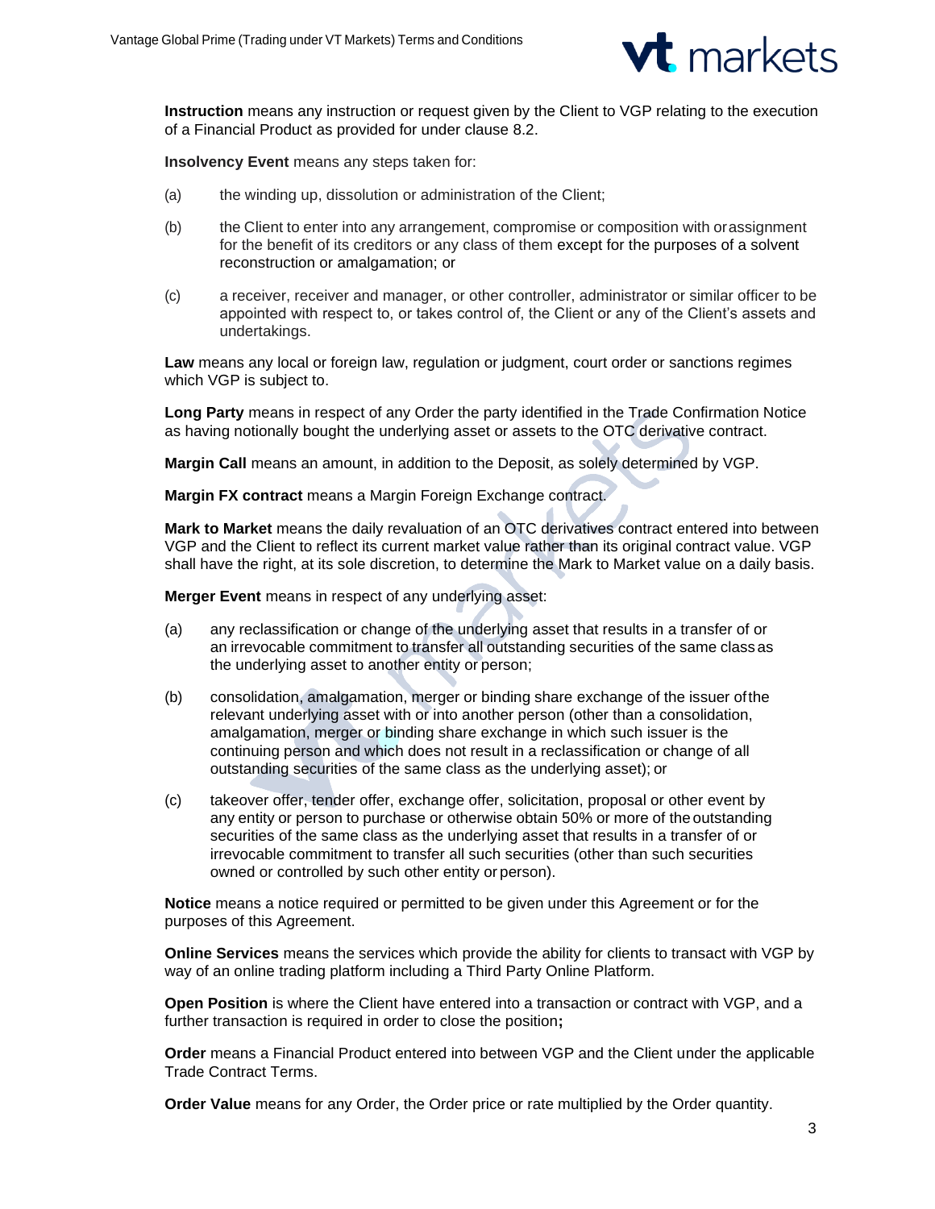**Instruction** means any instruction or request given by the Client to VGP relating to the execution of a Financial Product as provided for under clause 8.2.

**Insolvency Event** means any steps taken for:

(a) the winding up, dissolution or administration of the Client;

(b) the Client to enter into any arrangement, compromise or composition with or assignment for the benefit of its creditors or any class of them except for the purposes of a solvent reconstruction or amalgamation; or

(c) a receiver, receiver and manager, or other controller, administrator or similar officer to be appointed with respect to, or takes control of, the Client or any of the Client's assets and undertakings.

**Law** means any local or foreign law, regulation or judgment, court order or sanctions regimes which VGP is subject to.

**Long Party** means in respect of any Order the party identified in the Trade Confirmation Notice as having notionally bought the underlying asset or assets to the OTC derivative contract.

**Margin Call** means an amount, in addition to the Deposit, as solely determined by VGP.

**Margin FX contract** means a Margin Foreign Exchange contract.

**Mark to Market** means the daily revaluation of an OTC derivatives contract entered into between VGP and the Client to reflect its current market value rather than its original contract value. VGP shall have the right, at its sole discretion, to determine the Mark to Market value on a daily basis.

**Merger Event** means in respect of any underlying asset:

(a) any reclassification or change of the underlying asset that results in a transfer of or an irrevocable commitment to transfer all outstanding securities of the same class as the underlying asset to another entity or person;

(b) consolidation, amalgamation, merger or binding share exchange of the issuer of the relevant underlying asset with or into another person (other than a consolidation, amalgamation, merger or binding share exchange in which such issuer is the continuing person and which does not result in a reclassification or change of all outstanding securities of the same class as the underlying asset); or

(c) takeover offer, tender offer, exchange offer, solicitation, proposal or other event by any entity or person to purchase or otherwise obtain 50% or more of the outstanding securities of the same class as the underlying asset that results in a transfer of or irrevocable commitment to transfer all such securities (other than such securities owned or controlled by such other entity or person).

**Notice** means a notice required or permitted to be given under this Agreement or for the purposes of this Agreement.

**Online Services** means the services which provide the ability for clients to transact with VGP by way of an online trading platform including a Third Party Online Platform.

**Open Position** is where the Client have entered into a transaction or contract with VGP, and a further transaction is required in order to close the position**;**

**Order** means a Financial Product entered into between VGP and the Client under the applicable Trade Contract Terms.

**Order Value** means for any Order, the Order price or rate multiplied by the Order quantity.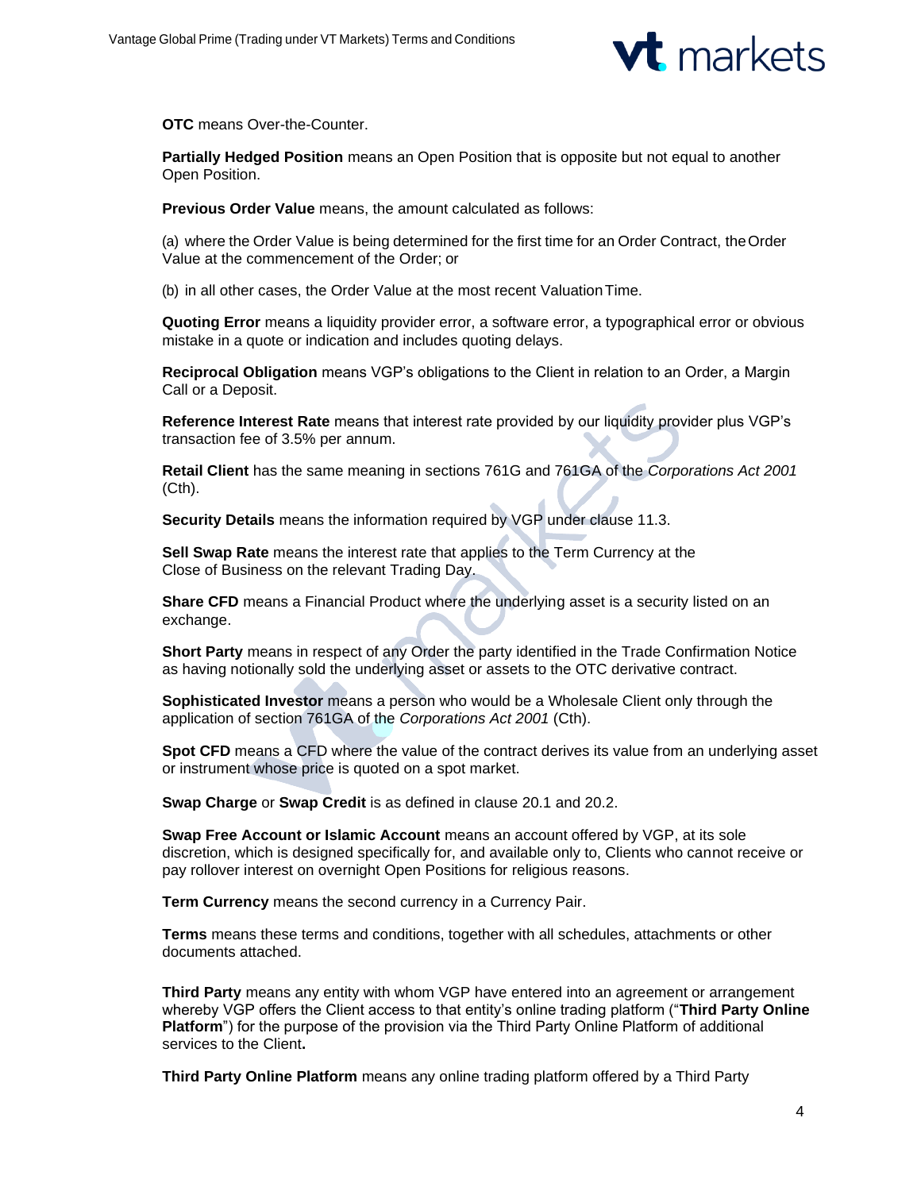**OTC** means Over-the-Counter.

**Partially Hedged Position** means an Open Position that is opposite but not equal to another Open Position.

**Previous Order Value** means, the amount calculated as follows:

(a) where the Order Value is being determined for the first time for an Order Contract, the Order Value at the commencement of the Order; or

(b) in all other cases, the Order Value at the most recent Valuation Time.

**Quoting Error** means a liquidity provider error, a software error, a typographical error or obvious mistake in a quote or indication and includes quoting delays.

**Reciprocal Obligation** means VGP's obligations to the Client in relation to an Order, a Margin Call or a Deposit.

**Reference Interest Rate** means that interest rate provided by our liquidity provider plus VGP's transaction fee of 3.5% per annum.

**Retail Client** has the same meaning in sections 761G and 761GA of the *Corporations Act 2001* (Cth).

**Security Details** means the information required by VGP under clause 11.3.

**Sell Swap Rate** means the interest rate that applies to the Term Currency at the Close of Business on the relevant Trading Day.

**Share CFD** means a Financial Product where the underlying asset is a security listed on an exchange.

**Short Party** means in respect of any Order the party identified in the Trade Confirmation Notice as having notionally sold the underlying asset or assets to the OTC derivative contract.

**Sophisticated Investor** means a person who would be a Wholesale Client only through the application of section 761GA of the *Corporations Act 2001* (Cth).

**Spot CFD** means a CFD where the value of the contract derives its value from an underlying asset or instrument whose price is quoted on a spot market.

**Swap Charge** or **Swap Credit** is as defined in clause 20.1 and 20.2.

**Swap Free Account or Islamic Account** means an account offered by VGP, at its sole discretion, which is designed specifically for, and available only to, Clients who cannot receive or pay rollover interest on overnight Open Positions for religious reasons.

**Term Currency** means the second currency in a Currency Pair.

**Terms** means these terms and conditions, together with all schedules, attachments or other documents attached.

**Third Party** means any entity with whom VGP have entered into an agreement or arrangement whereby VGP offers the Client access to that entity's online trading platform ("**Third Party Online Platform**") for the purpose of the provision via the Third Party Online Platform of additional services to the Client**.**

**Third Party Online Platform** means any online trading platform offered by a Third Party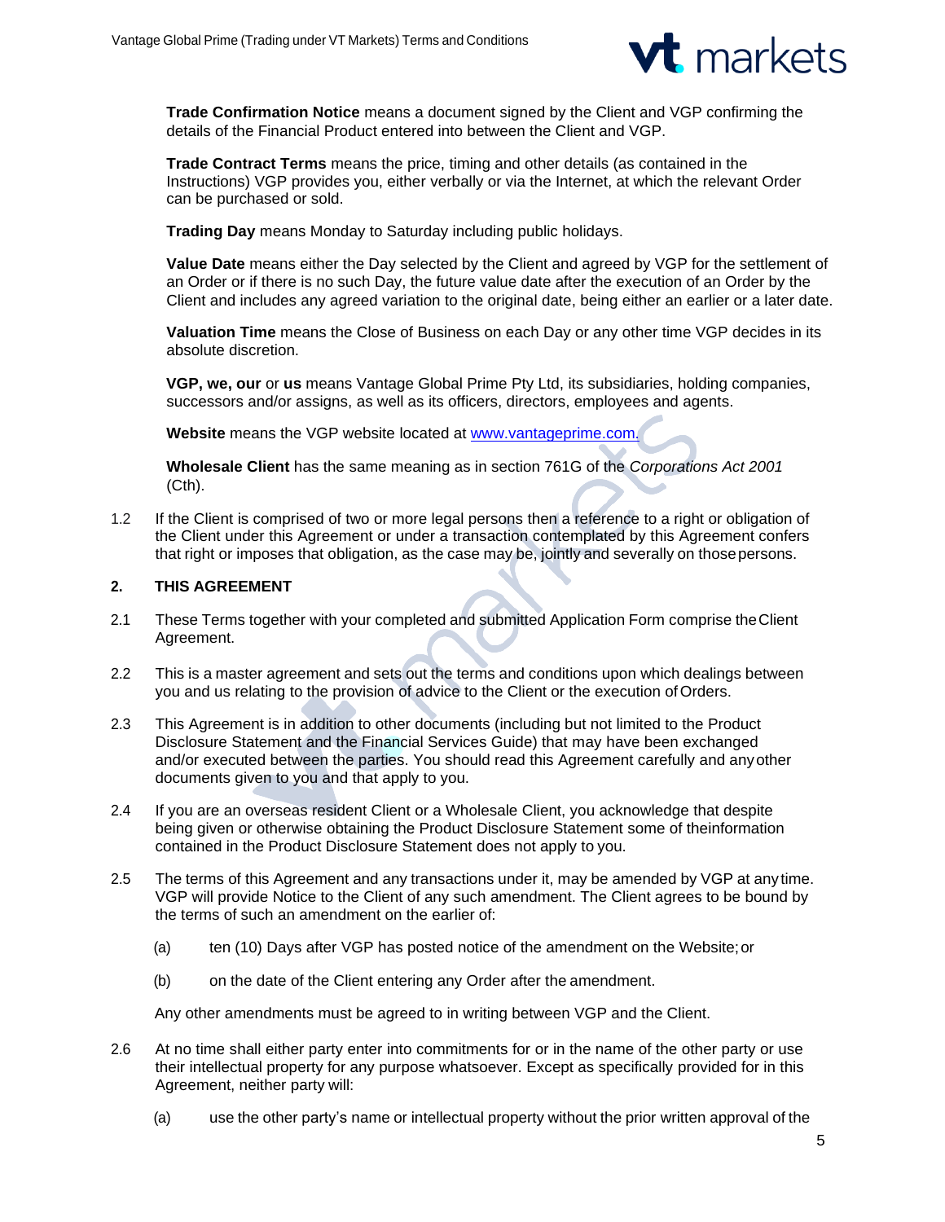**Trade Confirmation Notice** means a document signed by the Client and VGP confirming the details of the Financial Product entered into between the Client and VGP.

**Trade Contract Terms** means the price, timing and other details (as contained in the Instructions) VGP provides you, either verbally or via the Internet, at which the relevant Order can be purchased or sold.

**Trading Day** means Monday to Saturday including public holidays.

**Value Date** means either the Day selected by the Client and agreed by VGP for the settlement of an Order or if there is no such Day, the future value date after the execution of an Order by the Client and includes any agreed variation to the original date, being either an earlier or a later date.

**Valuation Time** means the Close of Business on each Day or any other time VGP decides in its absolute discretion.

**VGP, we, our** or **us** means Vantage Global Prime Pty Ltd, its subsidiaries, holding companies, successors and/or assigns, as well as its officers, directors, employees and agents.

**Website** means the VGP website located at www.vantageprime.com.

**Wholesale Client** has the same meaning as in section 761G of the *Corporations Act 2001* (Cth).

1.2 If the Client is comprised of two or more legal persons then a reference to a right or obligation of the Client under this Agreement or under a transaction contemplated by this Agreement confers that right or imposes that obligation, as the case may be, jointly and severally on those persons.

## 2. THIS AGREEMENT

2.1 These Terms together with your completed and submitted Application Form comprise the Client Agreement.

2.2 This is a master agreement and sets out the terms and conditions upon which dealings between you and us relating to the provision of advice to the Client or the execution of Orders.

2.3 This Agreement is in addition to other documents (including but not limited to the Product Disclosure Statement and the Financial Services Guide) that may have been exchanged and/or executed between the parties. You should read this Agreement carefully and any other documents given to you and that apply to you.

2.4 If you are an overseas resident Client or a Wholesale Client, you acknowledge that despite being given or otherwise obtaining the Product Disclosure Statement some of the information contained in the Product Disclosure Statement does not apply to you.

2.5 The terms of this Agreement and any transactions under it, may be amended by VGP at any time. VGP will provide Notice to the Client of any such amendment. The Client agrees to be bound by the terms of such an amendment on the earlier of:

(a) ten (10) Days after VGP has posted notice of the amendment on the Website; or

(b) on the date of the Client entering any Order after the amendment.

Any other amendments must be agreed to in writing between VGP and the Client.

2.6 At no time shall either party enter into commitments for or in the name of the other party or use their intellectual property for any purpose whatsoever. Except as specifically provided for in this Agreement, neither party will:

(a) use the other party's name or intellectual property without the prior written approval of the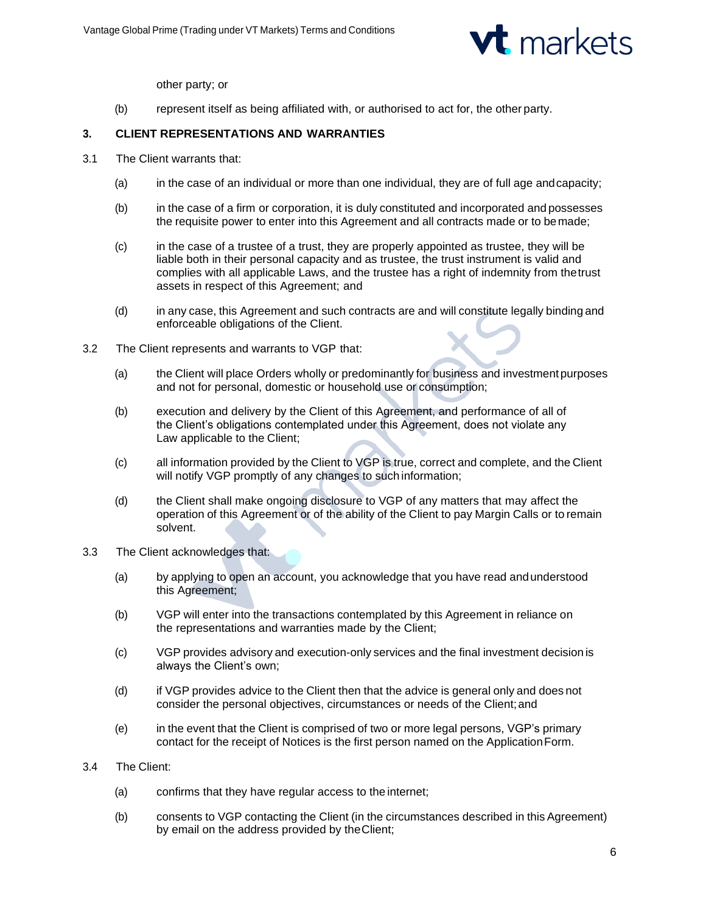other party; or

(b) represent itself as being affiliated with, or authorised to act for, the other party.

## 3. CLIENT REPRESENTATIONS AND WARRANTIES

3.1 The Client warrants that:

(a) in the case of an individual or more than one individual, they are of full age and capacity;

(b) in the case of a firm or corporation, it is duly constituted and incorporated and possesses the requisite power to enter into this Agreement and all contracts made or to be made;

(c) in the case of a trustee of a trust, they are properly appointed as trustee, they will be liable both in their personal capacity and as trustee, the trust instrument is valid and complies with all applicable Laws, and the trustee has a right of indemnity from the trust assets in respect of this Agreement; and

(d) in any case, this Agreement and such contracts are and will constitute legally binding and enforceable obligations of the Client.

3.2 The Client represents and warrants to VGP that:

(a) the Client will place Orders wholly or predominantly for business and investment purposes and not for personal, domestic or household use or consumption;

(b) execution and delivery by the Client of this Agreement, and performance of all of the Client's obligations contemplated under this Agreement, does not violate any Law applicable to the Client;

(c) all information provided by the Client to VGP is true, correct and complete, and the Client will notify VGP promptly of any changes to such information;

(d) the Client shall make ongoing disclosure to VGP of any matters that may affect the operation of this Agreement or of the ability of the Client to pay Margin Calls or to remain solvent.

3.3 The Client acknowledges that:

(a) by applying to open an account, you acknowledge that you have read and understood this Agreement;

(b) VGP will enter into the transactions contemplated by this Agreement in reliance on the representations and warranties made by the Client;

(c) VGP provides advisory and execution-only services and the final investment decision is always the Client's own;

(d) if VGP provides advice to the Client then that the advice is general only and does not consider the personal objectives, circumstances or needs of the Client; and

(e) in the event that the Client is comprised of two or more legal persons, VGP's primary contact for the receipt of Notices is the first person named on the Application Form.

3.4 The Client:

(a) confirms that they have regular access to the internet;

(b) consents to VGP contacting the Client (in the circumstances described in this Agreement) by email on the address provided by the Client;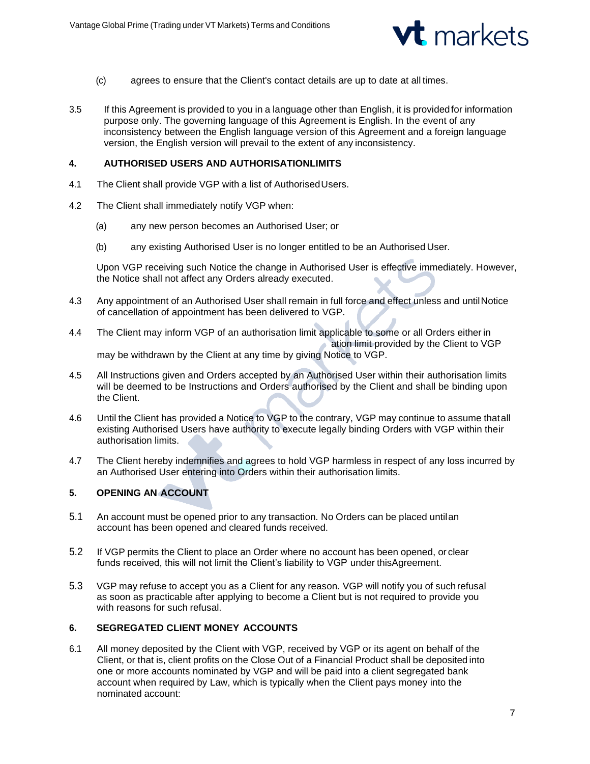(c) agrees to ensure that the Client's contact details are up to date at all times.

3.5 If this Agreement is provided to you in a language other than English, it is provided for information purpose only. The governing language of this Agreement is English. In the event of any inconsistency between the English language version of this Agreement and a foreign language version, the English version will prevail to the extent of any inconsistency.

## 4. AUTHORISED USERS AND AUTHORISATIONLIMITS

4.1 The Client shall provide VGP with a list of Authorised Users.

4.2 The Client shall immediately notify VGP when:

(a) any new person becomes an Authorised User; or

(b) any existing Authorised User is no longer entitled to be an Authorised User.

Upon VGP receiving such Notice the change in Authorised User is effective immediately. However, the Notice shall not affect any Orders already executed.

4.3 Any appointment of an Authorised User shall remain in full force and effect unless and until Notice of cancellation of appointment has been delivered to VGP.

4.4 The Client may inform VGP of an authorisation limit applicable to some or all Orders either in ation limit provided by the Client to VGP may be withdrawn by the Client at any time by giving Notice to VGP.

4.5 All Instructions given and Orders accepted by an Authorised User within their authorisation limits will be deemed to be Instructions and Orders authorised by the Client and shall be binding upon the Client.

4.6 Until the Client has provided a Notice to VGP to the contrary, VGP may continue to assume that all existing Authorised Users have authority to execute legally binding Orders with VGP within their authorisation limits.

4.7 The Client hereby indemnifies and agrees to hold VGP harmless in respect of any loss incurred by an Authorised User entering into Orders within their authorisation limits.

## 5. OPENING AN ACCOUNT

5.1 An account must be opened prior to any transaction. No Orders can be placed until an account has been opened and cleared funds received.

5.2 If VGP permits the Client to place an Order where no account has been opened, or clear funds received, this will not limit the Client's liability to VGP under this Agreement.

5.3 VGP may refuse to accept you as a Client for any reason. VGP will notify you of such refusal as soon as practicable after applying to become a Client but is not required to provide you with reasons for such refusal.

## 6. SEGREGATED CLIENT MONEY ACCOUNTS

6.1 All money deposited by the Client with VGP, received by VGP or its agent on behalf of the Client, or that is, client profits on the Close Out of a Financial Product shall be deposited into one or more accounts nominated by VGP and will be paid into a client segregated bank account when required by Law, which is typically when the Client pays money into the nominated account: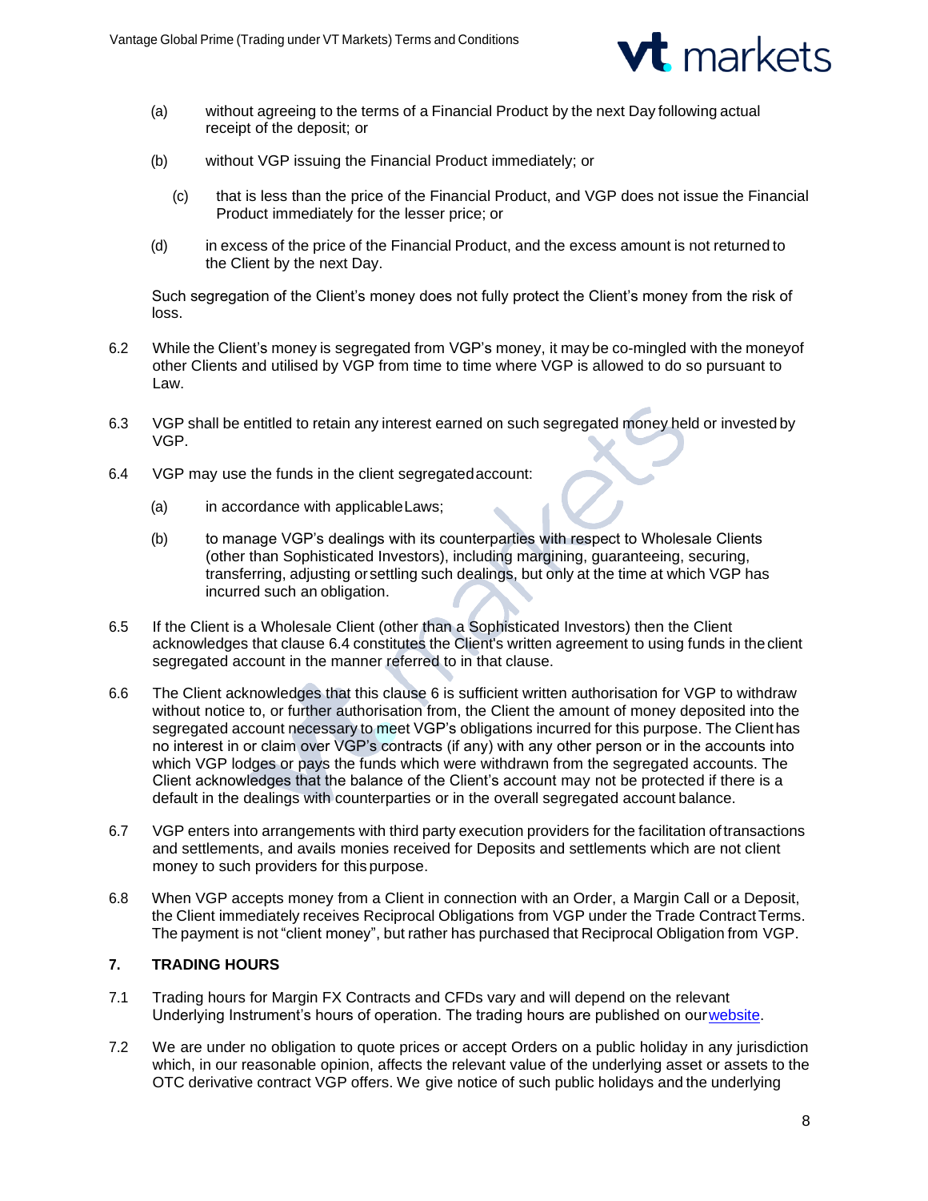(a) without agreeing to the terms of a Financial Product by the next Day following actual receipt of the deposit; or

(b) without VGP issuing the Financial Product immediately; or

(c) that is less than the price of the Financial Product, and VGP does not issue the Financial Product immediately for the lesser price; or

(d) in excess of the price of the Financial Product, and the excess amount is not returned to the Client by the next Day.

Such segregation of the Client's money does not fully protect the Client's money from the risk of loss.

6.2 While the Client's money is segregated from VGP's money, it may be co-mingled with the moneyof other Clients and utilised by VGP from time to time where VGP is allowed to do so pursuant to Law.

6.3 VGP shall be entitled to retain any interest earned on such segregated money held or invested by VGP.

6.4 VGP may use the funds in the client segregatedaccount:

(a) in accordance with applicableLaws;

(b) to manage VGP's dealings with its counterparties with respect to Wholesale Clients (other than Sophisticated Investors), including margining, guaranteeing, securing, transferring, adjusting orsettling such dealings, but only at the time at which VGP has incurred such an obligation.

6.5 If the Client is a Wholesale Client (other than a Sophisticated Investors) then the Client acknowledges that clause 6.4 constitutes the Client's written agreement to using funds in theclient segregated account in the manner referred to in that clause.

6.6 The Client acknowledges that this clause 6 is sufficient written authorisation for VGP to withdraw without notice to, or further authorisation from, the Client the amount of money deposited into the segregated account necessary to meet VGP's obligations incurred for this purpose. The Clienthas no interest in or claim over VGP's contracts (if any) with any other person or in the accounts into which VGP lodges or pays the funds which were withdrawn from the segregated accounts. The Client acknowledges that the balance of the Client's account may not be protected if there is a default in the dealings with counterparties or in the overall segregated account balance.

6.7 VGP enters into arrangements with third party execution providers for the facilitation oftransactions and settlements, and avails monies received for Deposits and settlements which are not client money to such providers for this purpose.

6.8 When VGP accepts money from a Client in connection with an Order, a Margin Call or a Deposit, the Client immediately receives Reciprocal Obligations from VGP under the Trade ContractTerms. The payment is not "client money", but rather has purchased that Reciprocal Obligation from VGP.

## 7. TRADING HOURS

7.1 Trading hours for Margin FX Contracts and CFDs vary and will depend on the relevant Underlying Instrument's hours of operation. The trading hours are published on ourwebsite.

7.2 We are under no obligation to quote prices or accept Orders on a public holiday in any jurisdiction which, in our reasonable opinion, affects the relevant value of the underlying asset or assets to the OTC derivative contract VGP offers. We give notice of such public holidays and the underlying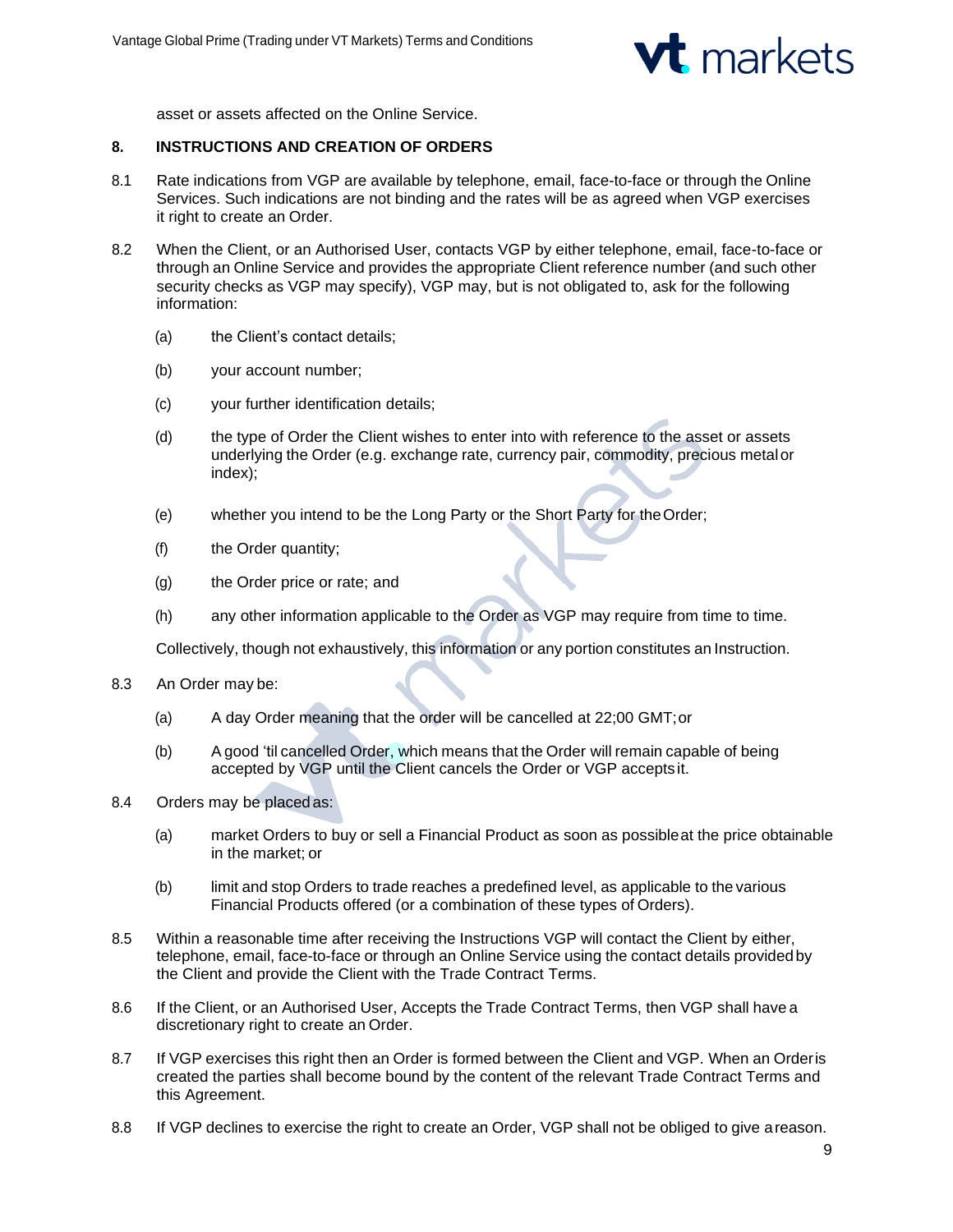asset or assets affected on the Online Service.

## 8. INSTRUCTIONS AND CREATION OF ORDERS

8.1 Rate indications from VGP are available by telephone, email, face-to-face or through the Online Services. Such indications are not binding and the rates will be as agreed when VGP exercises it right to create an Order.

8.2 When the Client, or an Authorised User, contacts VGP by either telephone, email, face-to-face or through an Online Service and provides the appropriate Client reference number (and such other security checks as VGP may specify), VGP may, but is not obligated to, ask for the following information:

(a) the Client's contact details;

(b) your account number;

(c) your further identification details;

(d) the type of Order the Client wishes to enter into with reference to the asset or assets underlying the Order (e.g. exchange rate, currency pair, commodity, precious metal or index);

(e) whether you intend to be the Long Party or the Short Party for the Order;

(f) the Order quantity;

(g) the Order price or rate; and

(h) any other information applicable to the Order as VGP may require from time to time.

Collectively, though not exhaustively, this information or any portion constitutes an Instruction.

8.3 An Order may be:

(a) A day Order meaning that the order will be cancelled at 22;00 GMT; or

(b) A good 'til cancelled Order, which means that the Order will remain capable of being accepted by VGP until the Client cancels the Order or VGP accepts it.

8.4 Orders may be placed as:

(a) market Orders to buy or sell a Financial Product as soon as possible at the price obtainable in the market; or

(b) limit and stop Orders to trade reaches a predefined level, as applicable to the various Financial Products offered (or a combination of these types of Orders).

8.5 Within a reasonable time after receiving the Instructions VGP will contact the Client by either, telephone, email, face-to-face or through an Online Service using the contact details provided by the Client and provide the Client with the Trade Contract Terms.

8.6 If the Client, or an Authorised User, Accepts the Trade Contract Terms, then VGP shall have a discretionary right to create an Order.

8.7 If VGP exercises this right then an Order is formed between the Client and VGP. When an Order is created the parties shall become bound by the content of the relevant Trade Contract Terms and this Agreement.

8.8 If VGP declines to exercise the right to create an Order, VGP shall not be obliged to give a reason.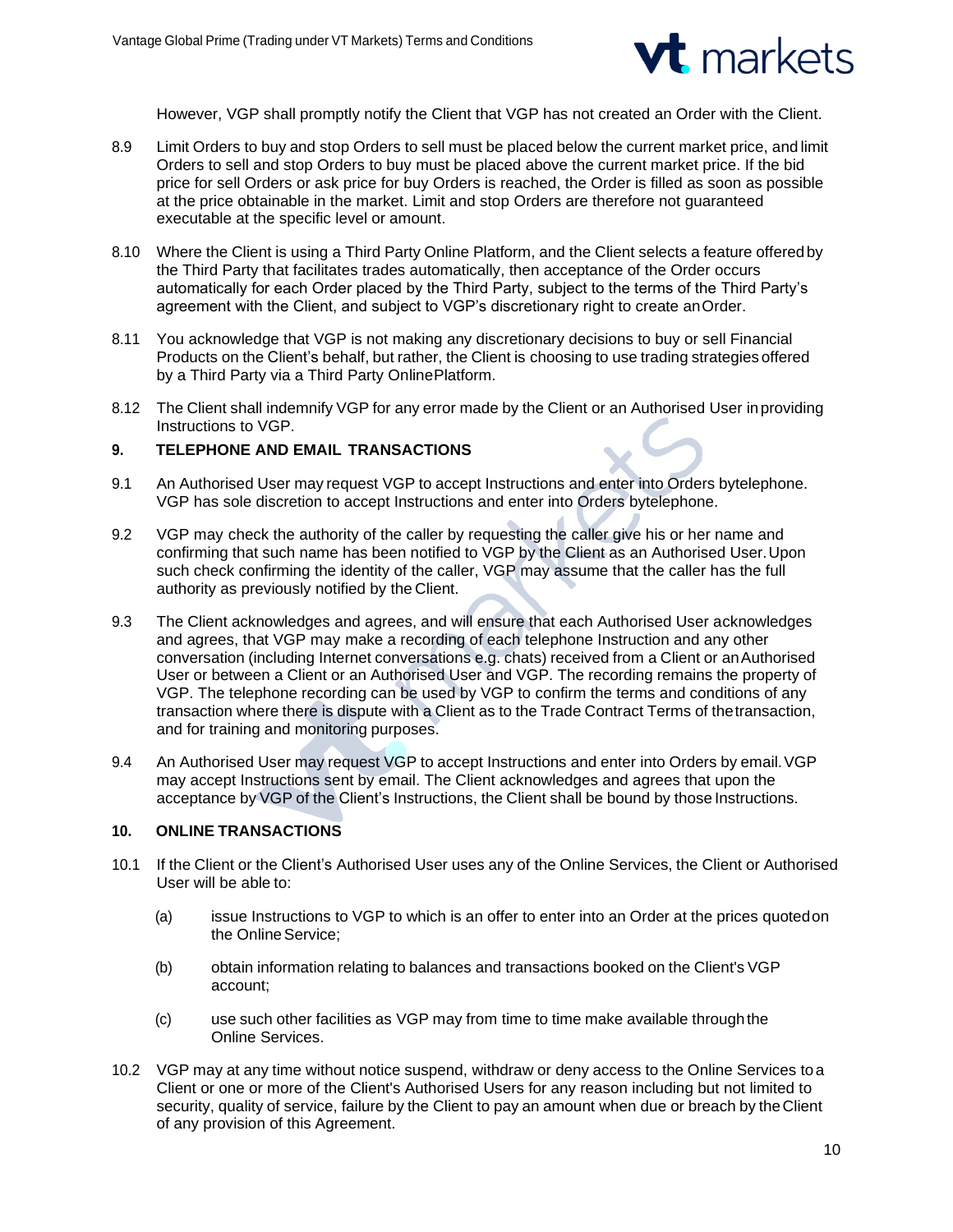However, VGP shall promptly notify the Client that VGP has not created an Order with the Client.

8.9 Limit Orders to buy and stop Orders to sell must be placed below the current market price, and limit Orders to sell and stop Orders to buy must be placed above the current market price. If the bid price for sell Orders or ask price for buy Orders is reached, the Order is filled as soon as possible at the price obtainable in the market. Limit and stop Orders are therefore not guaranteed executable at the specific level or amount.

8.10 Where the Client is using a Third Party Online Platform, and the Client selects a feature offered by the Third Party that facilitates trades automatically, then acceptance of the Order occurs automatically for each Order placed by the Third Party, subject to the terms of the Third Party's agreement with the Client, and subject to VGP's discretionary right to create an Order.

8.11 You acknowledge that VGP is not making any discretionary decisions to buy or sell Financial Products on the Client's behalf, but rather, the Client is choosing to use trading strategies offered by a Third Party via a Third Party Online Platform.

8.12 The Client shall indemnify VGP for any error made by the Client or an Authorised User in providing Instructions to VGP.

## 9. TELEPHONE AND EMAIL TRANSACTIONS

9.1 An Authorised User may request VGP to accept Instructions and enter into Orders by telephone. VGP has sole discretion to accept Instructions and enter into Orders by telephone.

9.2 VGP may check the authority of the caller by requesting the caller give his or her name and confirming that such name has been notified to VGP by the Client as an Authorised User. Upon such check confirming the identity of the caller, VGP may assume that the caller has the full authority as previously notified by the Client.

9.3 The Client acknowledges and agrees, and will ensure that each Authorised User acknowledges and agrees, that VGP may make a recording of each telephone Instruction and any other conversation (including Internet conversations e.g. chats) received from a Client or an Authorised User or between a Client or an Authorised User and VGP. The recording remains the property of VGP. The telephone recording can be used by VGP to confirm the terms and conditions of any transaction where there is dispute with a Client as to the Trade Contract Terms of the transaction, and for training and monitoring purposes.

9.4 An Authorised User may request VGP to accept Instructions and enter into Orders by email. VGP may accept Instructions sent by email. The Client acknowledges and agrees that upon the acceptance by VGP of the Client's Instructions, the Client shall be bound by those Instructions.

## 10. ONLINE TRANSACTIONS

10.1 If the Client or the Client's Authorised User uses any of the Online Services, the Client or Authorised User will be able to:

(a) issue Instructions to VGP to which is an offer to enter into an Order at the prices quoted on the Online Service;

(b) obtain information relating to balances and transactions booked on the Client's VGP account;

(c) use such other facilities as VGP may from time to time make available through the Online Services.

10.2 VGP may at any time without notice suspend, withdraw or deny access to the Online Services to a Client or one or more of the Client's Authorised Users for any reason including but not limited to security, quality of service, failure by the Client to pay an amount when due or breach by the Client of any provision of this Agreement.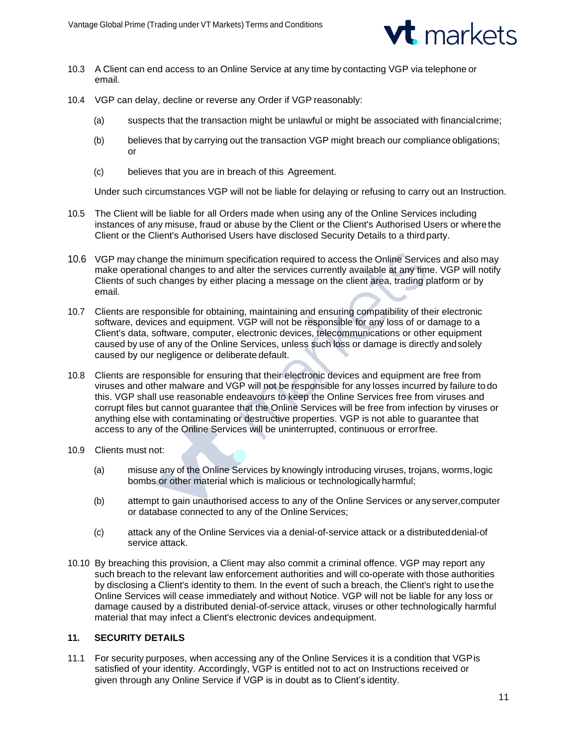10.3 A Client can end access to an Online Service at any time by contacting VGP via telephone or email.

10.4 VGP can delay, decline or reverse any Order if VGP reasonably:

(a) suspects that the transaction might be unlawful or might be associated with financial crime;

(b) believes that by carrying out the transaction VGP might breach our compliance obligations; or

(c) believes that you are in breach of this Agreement.

Under such circumstances VGP will not be liable for delaying or refusing to carry out an Instruction.

10.5 The Client will be liable for all Orders made when using any of the Online Services including instances of any misuse, fraud or abuse by the Client or the Client's Authorised Users or where the Client or the Client's Authorised Users have disclosed Security Details to a third party.

10.6 VGP may change the minimum specification required to access the Online Services and also may make operational changes to and alter the services currently available at any time. VGP will notify Clients of such changes by either placing a message on the client area, trading platform or by email.

10.7 Clients are responsible for obtaining, maintaining and ensuring compatibility of their electronic software, devices and equipment. VGP will not be responsible for any loss of or damage to a Client's data, software, computer, electronic devices, telecommunications or other equipment caused by use of any of the Online Services, unless such loss or damage is directly and solely caused by our negligence or deliberate default.

10.8 Clients are responsible for ensuring that their electronic devices and equipment are free from viruses and other malware and VGP will not be responsible for any losses incurred by failure to do this. VGP shall use reasonable endeavours to keep the Online Services free from viruses and corrupt files but cannot guarantee that the Online Services will be free from infection by viruses or anything else with contaminating or destructive properties. VGP is not able to guarantee that access to any of the Online Services will be uninterrupted, continuous or error free.

10.9 Clients must not:

(a) misuse any of the Online Services by knowingly introducing viruses, trojans, worms, logic bombs or other material which is malicious or technologically harmful;

(b) attempt to gain unauthorised access to any of the Online Services or any server, computer or database connected to any of the Online Services;

(c) attack any of the Online Services via a denial-of-service attack or a distributed denial-of service attack.

10.10 By breaching this provision, a Client may also commit a criminal offence. VGP may report any such breach to the relevant law enforcement authorities and will co-operate with those authorities by disclosing a Client's identity to them. In the event of such a breach, the Client's right to use the Online Services will cease immediately and without Notice. VGP will not be liable for any loss or damage caused by a distributed denial-of-service attack, viruses or other technologically harmful material that may infect a Client's electronic devices and equipment.

## 11. SECURITY DETAILS

11.1 For security purposes, when accessing any of the Online Services it is a condition that VGP is satisfied of your identity. Accordingly, VGP is entitled not to act on Instructions received or given through any Online Service if VGP is in doubt as to Client's identity.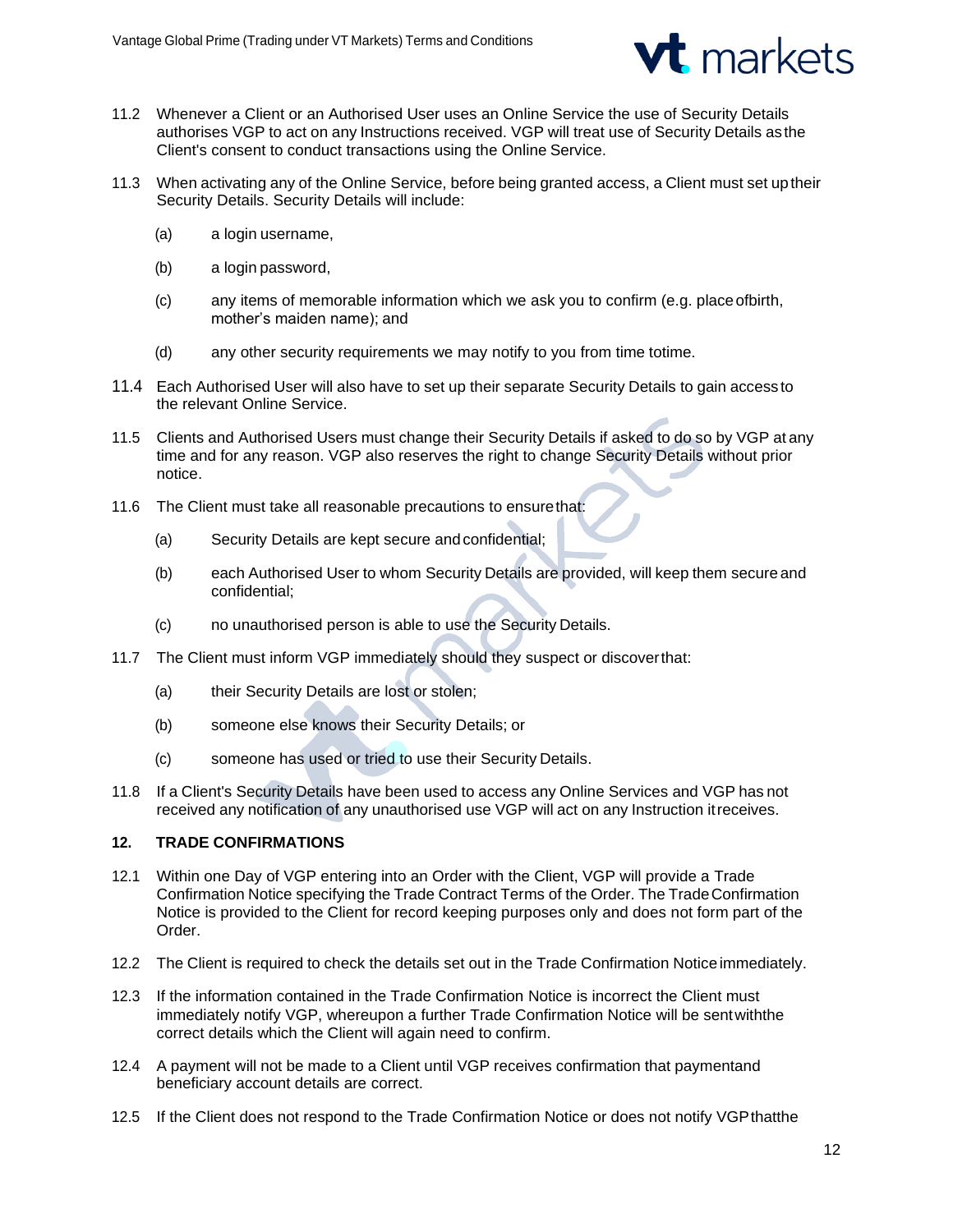11.2 Whenever a Client or an Authorised User uses an Online Service the use of Security Details authorises VGP to act on any Instructions received. VGP will treat use of Security Details as the Client's consent to conduct transactions using the Online Service.

11.3 When activating any of the Online Service, before being granted access, a Client must set up their Security Details. Security Details will include:

(a) a login username,

(b) a login password,

(c) any items of memorable information which we ask you to confirm (e.g. place of birth, mother's maiden name); and

(d) any other security requirements we may notify to you from time to time.

11.4 Each Authorised User will also have to set up their separate Security Details to gain access to the relevant Online Service.

11.5 Clients and Authorised Users must change their Security Details if asked to do so by VGP at any time and for any reason. VGP also reserves the right to change Security Details without prior notice.

11.6 The Client must take all reasonable precautions to ensure that:

(a) Security Details are kept secure and confidential;

(b) each Authorised User to whom Security Details are provided, will keep them secure and confidential;

(c) no unauthorised person is able to use the Security Details.

11.7 The Client must inform VGP immediately should they suspect or discover that:

(a) their Security Details are lost or stolen;

(b) someone else knows their Security Details; or

(c) someone has used or tried to use their Security Details.

11.8 If a Client's Security Details have been used to access any Online Services and VGP has not received any notification of any unauthorised use VGP will act on any Instruction it receives.

## 12. TRADE CONFIRMATIONS

12.1 Within one Day of VGP entering into an Order with the Client, VGP will provide a Trade Confirmation Notice specifying the Trade Contract Terms of the Order. The Trade Confirmation Notice is provided to the Client for record keeping purposes only and does not form part of the Order.

12.2 The Client is required to check the details set out in the Trade Confirmation Notice immediately.

12.3 If the information contained in the Trade Confirmation Notice is incorrect the Client must immediately notify VGP, whereupon a further Trade Confirmation Notice will be sent with the correct details which the Client will again need to confirm.

12.4 A payment will not be made to a Client until VGP receives confirmation that payment and beneficiary account details are correct.

12.5 If the Client does not respond to the Trade Confirmation Notice or does not notify VGP that the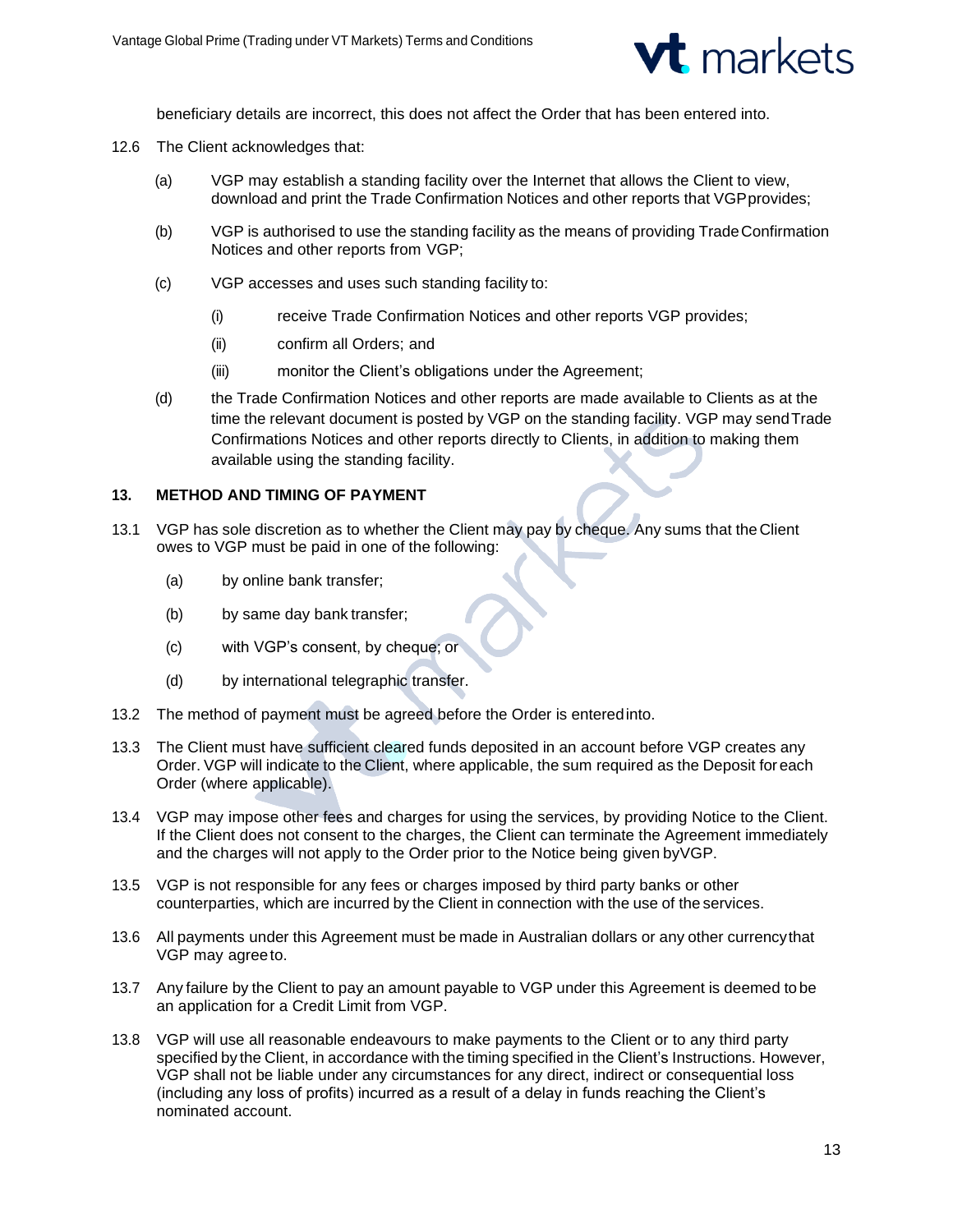beneficiary details are incorrect, this does not affect the Order that has been entered into.

12.6 The Client acknowledges that:

(a) VGP may establish a standing facility over the Internet that allows the Client to view, download and print the Trade Confirmation Notices and other reports that VGP provides;

(b) VGP is authorised to use the standing facility as the means of providing Trade Confirmation Notices and other reports from VGP;

(c) VGP accesses and uses such standing facility to:

(i) receive Trade Confirmation Notices and other reports VGP provides;

(ii) confirm all Orders; and

(iii) monitor the Client's obligations under the Agreement;

(d) the Trade Confirmation Notices and other reports are made available to Clients as at the time the relevant document is posted by VGP on the standing facility. VGP may send Trade Confirmations Notices and other reports directly to Clients, in addition to making them available using the standing facility.

## 13. METHOD AND TIMING OF PAYMENT

13.1 VGP has sole discretion as to whether the Client may pay by cheque. Any sums that the Client owes to VGP must be paid in one of the following:

(a) by online bank transfer;

(b) by same day bank transfer;

(c) with VGP's consent, by cheque; or

(d) by international telegraphic transfer.

13.2 The method of payment must be agreed before the Order is entered into.

13.3 The Client must have sufficient cleared funds deposited in an account before VGP creates any Order. VGP will indicate to the Client, where applicable, the sum required as the Deposit for each Order (where applicable).

13.4 VGP may impose other fees and charges for using the services, by providing Notice to the Client. If the Client does not consent to the charges, the Client can terminate the Agreement immediately and the charges will not apply to the Order prior to the Notice being given by VGP.

13.5 VGP is not responsible for any fees or charges imposed by third party banks or other counterparties, which are incurred by the Client in connection with the use of the services.

13.6 All payments under this Agreement must be made in Australian dollars or any other currency that VGP may agree to.

13.7 Any failure by the Client to pay an amount payable to VGP under this Agreement is deemed to be an application for a Credit Limit from VGP.

13.8 VGP will use all reasonable endeavours to make payments to the Client or to any third party specified by the Client, in accordance with the timing specified in the Client's Instructions. However, VGP shall not be liable under any circumstances for any direct, indirect or consequential loss (including any loss of profits) incurred as a result of a delay in funds reaching the Client's nominated account.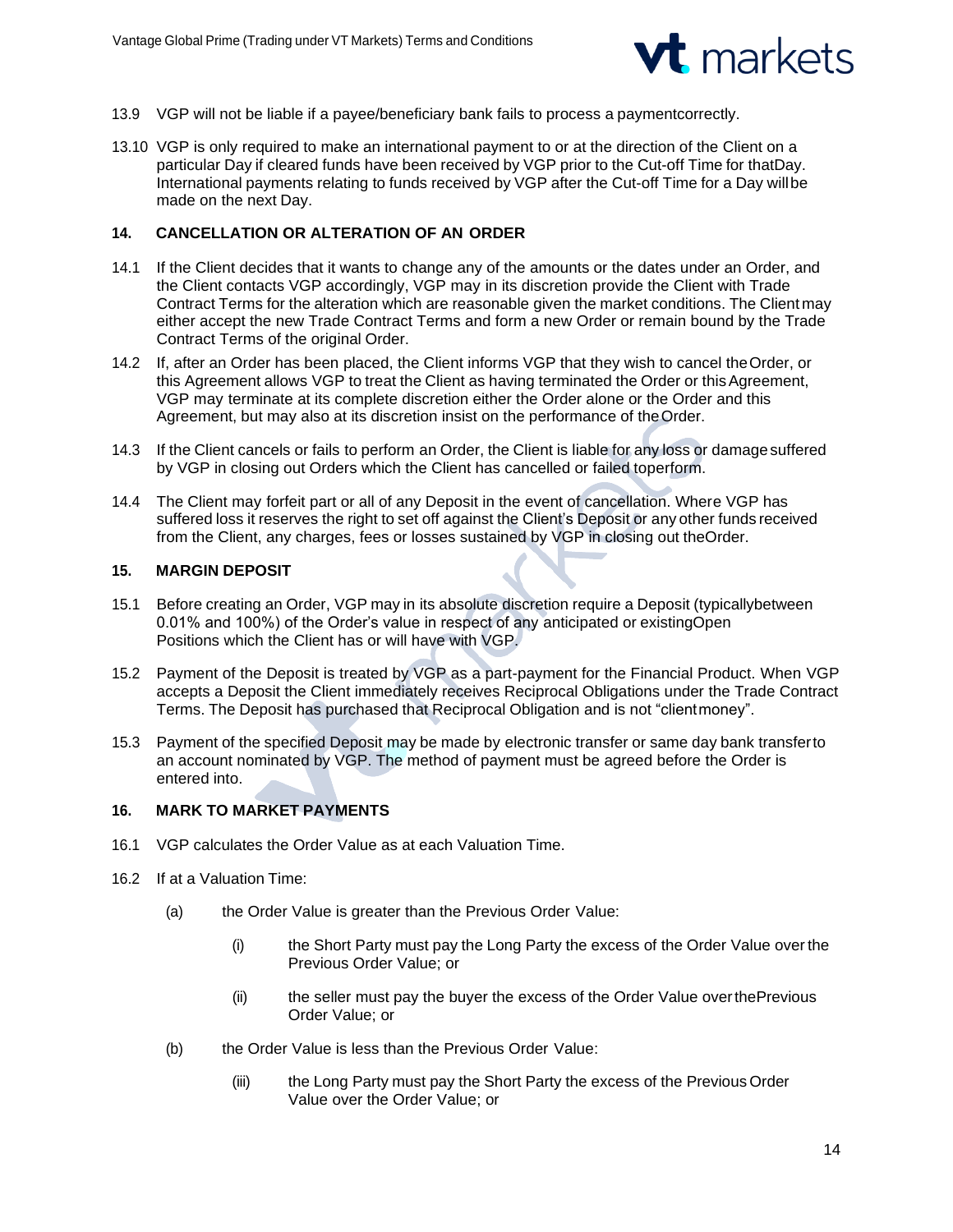13.9 VGP will not be liable if a payee/beneficiary bank fails to process a paymentcorrectly.

13.10 VGP is only required to make an international payment to or at the direction of the Client on a particular Day if cleared funds have been received by VGP prior to the Cut-off Time for thatDay. International payments relating to funds received by VGP after the Cut-off Time for a Day willbe made on the next Day.

## 14. CANCELLATION OR ALTERATION OF AN ORDER

14.1 If the Client decides that it wants to change any of the amounts or the dates under an Order, and the Client contacts VGP accordingly, VGP may in its discretion provide the Client with Trade Contract Terms for the alteration which are reasonable given the market conditions. The Client may either accept the new Trade Contract Terms and form a new Order or remain bound by the Trade Contract Terms of the original Order.

14.2 If, after an Order has been placed, the Client informs VGP that they wish to cancel theOrder, or this Agreement allows VGP to treat the Client as having terminated the Order or thisAgreement, VGP may terminate at its complete discretion either the Order alone or the Order and this Agreement, but may also at its discretion insist on the performance of theOrder.

14.3 If the Client cancels or fails to perform an Order, the Client is liable for any loss or damage suffered by VGP in closing out Orders which the Client has cancelled or failed toperform.

14.4 The Client may forfeit part or all of any Deposit in the event of cancellation. Where VGP has suffered loss it reserves the right to set off against the Client's Deposit or any other funds received from the Client, any charges, fees or losses sustained by VGP in closing out theOrder.

## 15. MARGIN DEPOSIT

15.1 Before creating an Order, VGP may in its absolute discretion require a Deposit (typicallybetween 0.01% and 100%) of the Order's value in respect of any anticipated or existingOpen Positions which the Client has or will have with VGP.

15.2 Payment of the Deposit is treated by VGP as a part-payment for the Financial Product. When VGP accepts a Deposit the Client immediately receives Reciprocal Obligations under the Trade Contract Terms. The Deposit has purchased that Reciprocal Obligation and is not "clientmoney".

15.3 Payment of the specified Deposit may be made by electronic transfer or same day bank transferto an account nominated by VGP. The method of payment must be agreed before the Order is entered into.

## 16. MARK TO MARKET PAYMENTS

16.1 VGP calculates the Order Value as at each Valuation Time.

16.2 If at a Valuation Time:

- (a) the Order Value is greater than the Previous Order Value:
  - (i) the Short Party must pay the Long Party the excess of the Order Value over the Previous Order Value; or
  - (ii) the seller must pay the buyer the excess of the Order Value overthePrevious Order Value; or
- (b) the Order Value is less than the Previous Order Value:
  - (iii) the Long Party must pay the Short Party the excess of the Previous Order Value over the Order Value; or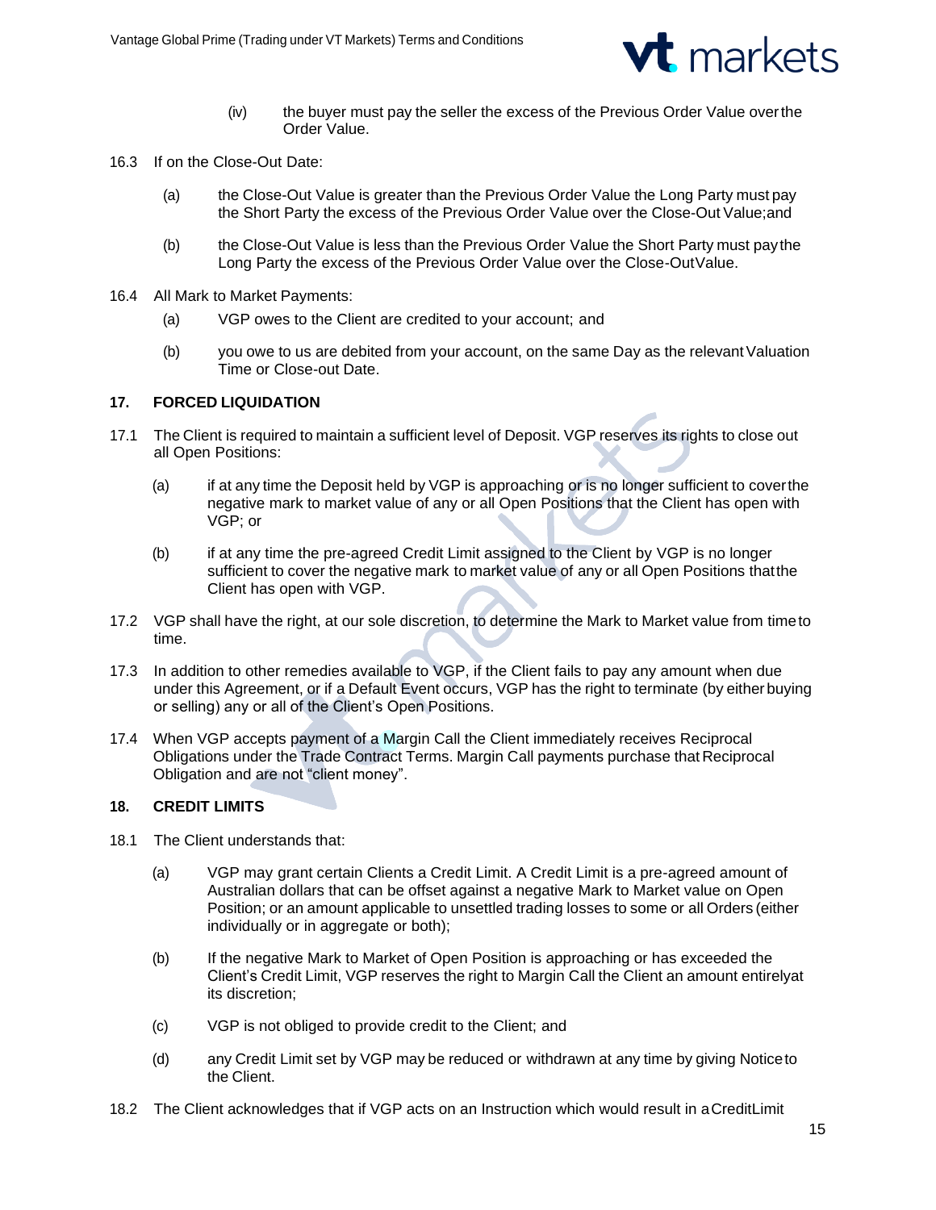(iv) the buyer must pay the seller the excess of the Previous Order Value over the Order Value.

16.3 If on the Close-Out Date:

(a) the Close-Out Value is greater than the Previous Order Value the Long Party must pay the Short Party the excess of the Previous Order Value over the Close-Out Value; and

(b) the Close-Out Value is less than the Previous Order Value the Short Party must pay the Long Party the excess of the Previous Order Value over the Close-Out Value.

16.4 All Mark to Market Payments:

(a) VGP owes to the Client are credited to your account; and

(b) you owe to us are debited from your account, on the same Day as the relevant Valuation Time or Close-out Date.

## 17. FORCED LIQUIDATION

17.1 The Client is required to maintain a sufficient level of Deposit. VGP reserves its rights to close out all Open Positions:

(a) if at any time the Deposit held by VGP is approaching or is no longer sufficient to cover the negative mark to market value of any or all Open Positions that the Client has open with VGP; or

(b) if at any time the pre-agreed Credit Limit assigned to the Client by VGP is no longer sufficient to cover the negative mark to market value of any or all Open Positions that the Client has open with VGP.

17.2 VGP shall have the right, at our sole discretion, to determine the Mark to Market value from time to time.

17.3 In addition to other remedies available to VGP, if the Client fails to pay any amount when due under this Agreement, or if a Default Event occurs, VGP has the right to terminate (by either buying or selling) any or all of the Client's Open Positions.

17.4 When VGP accepts payment of a Margin Call the Client immediately receives Reciprocal Obligations under the Trade Contract Terms. Margin Call payments purchase that Reciprocal Obligation and are not "client money".

## 18. CREDIT LIMITS

18.1 The Client understands that:

(a) VGP may grant certain Clients a Credit Limit. A Credit Limit is a pre-agreed amount of Australian dollars that can be offset against a negative Mark to Market value on Open Position; or an amount applicable to unsettled trading losses to some or all Orders (either individually or in aggregate or both);

(b) If the negative Mark to Market of Open Position is approaching or has exceeded the Client's Credit Limit, VGP reserves the right to Margin Call the Client an amount entirely at its discretion;

(c) VGP is not obliged to provide credit to the Client; and

(d) any Credit Limit set by VGP may be reduced or withdrawn at any time by giving Notice to the Client.

18.2 The Client acknowledges that if VGP acts on an Instruction which would result in a Credit Limit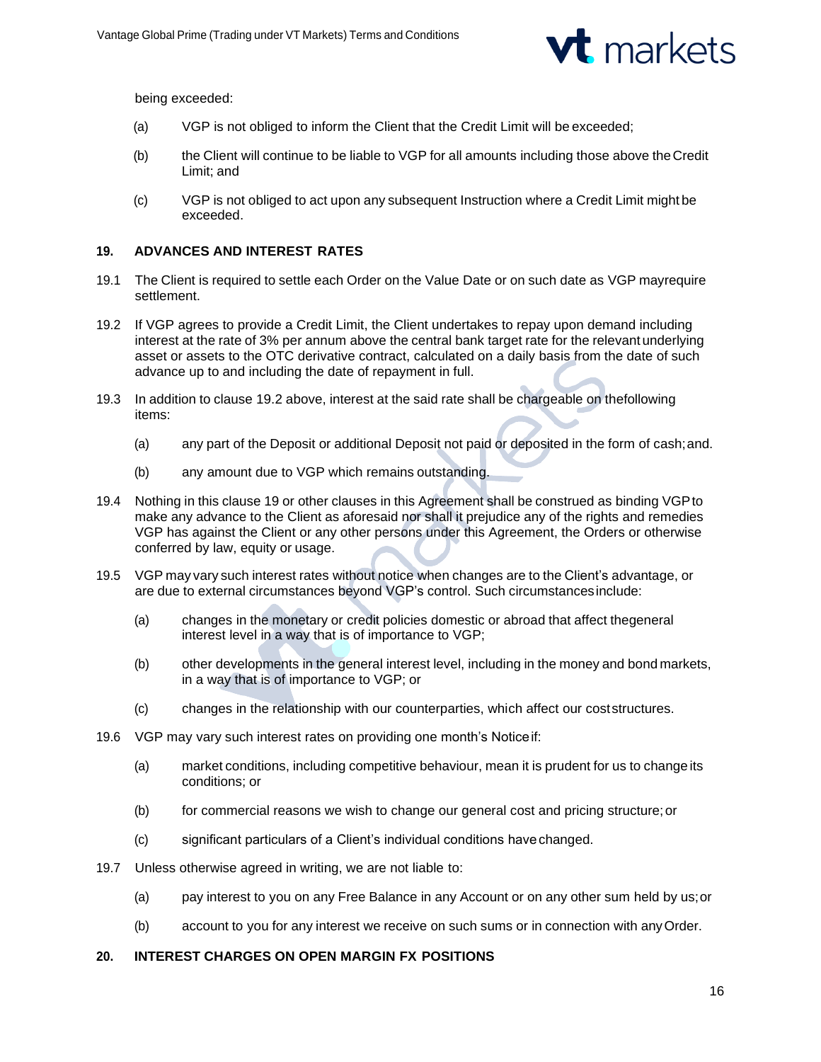being exceeded:

(a) VGP is not obliged to inform the Client that the Credit Limit will be exceeded;

(b) the Client will continue to be liable to VGP for all amounts including those above the Credit Limit; and

(c) VGP is not obliged to act upon any subsequent Instruction where a Credit Limit might be exceeded.

## 19. ADVANCES AND INTEREST RATES

19.1 The Client is required to settle each Order on the Value Date or on such date as VGP may require settlement.

19.2 If VGP agrees to provide a Credit Limit, the Client undertakes to repay upon demand including interest at the rate of 3% per annum above the central bank target rate for the relevant underlying asset or assets to the OTC derivative contract, calculated on a daily basis from the date of such advance up to and including the date of repayment in full.

19.3 In addition to clause 19.2 above, interest at the said rate shall be chargeable on the following items:

(a) any part of the Deposit or additional Deposit not paid or deposited in the form of cash; and.

(b) any amount due to VGP which remains outstanding.

19.4 Nothing in this clause 19 or other clauses in this Agreement shall be construed as binding VGP to make any advance to the Client as aforesaid nor shall it prejudice any of the rights and remedies VGP has against the Client or any other persons under this Agreement, the Orders or otherwise conferred by law, equity or usage.

19.5 VGP may vary such interest rates without notice when changes are to the Client's advantage, or are due to external circumstances beyond VGP's control. Such circumstances include:

(a) changes in the monetary or credit policies domestic or abroad that affect the general interest level in a way that is of importance to VGP;

(b) other developments in the general interest level, including in the money and bond markets, in a way that is of importance to VGP; or

(c) changes in the relationship with our counterparties, which affect our cost structures.

19.6 VGP may vary such interest rates on providing one month's Notice if:

(a) market conditions, including competitive behaviour, mean it is prudent for us to change its conditions; or

(b) for commercial reasons we wish to change our general cost and pricing structure; or

(c) significant particulars of a Client's individual conditions have changed.

19.7 Unless otherwise agreed in writing, we are not liable to:

(a) pay interest to you on any Free Balance in any Account or on any other sum held by us; or

(b) account to you for any interest we receive on such sums or in connection with any Order.

## 20. INTEREST CHARGES ON OPEN MARGIN FX POSITIONS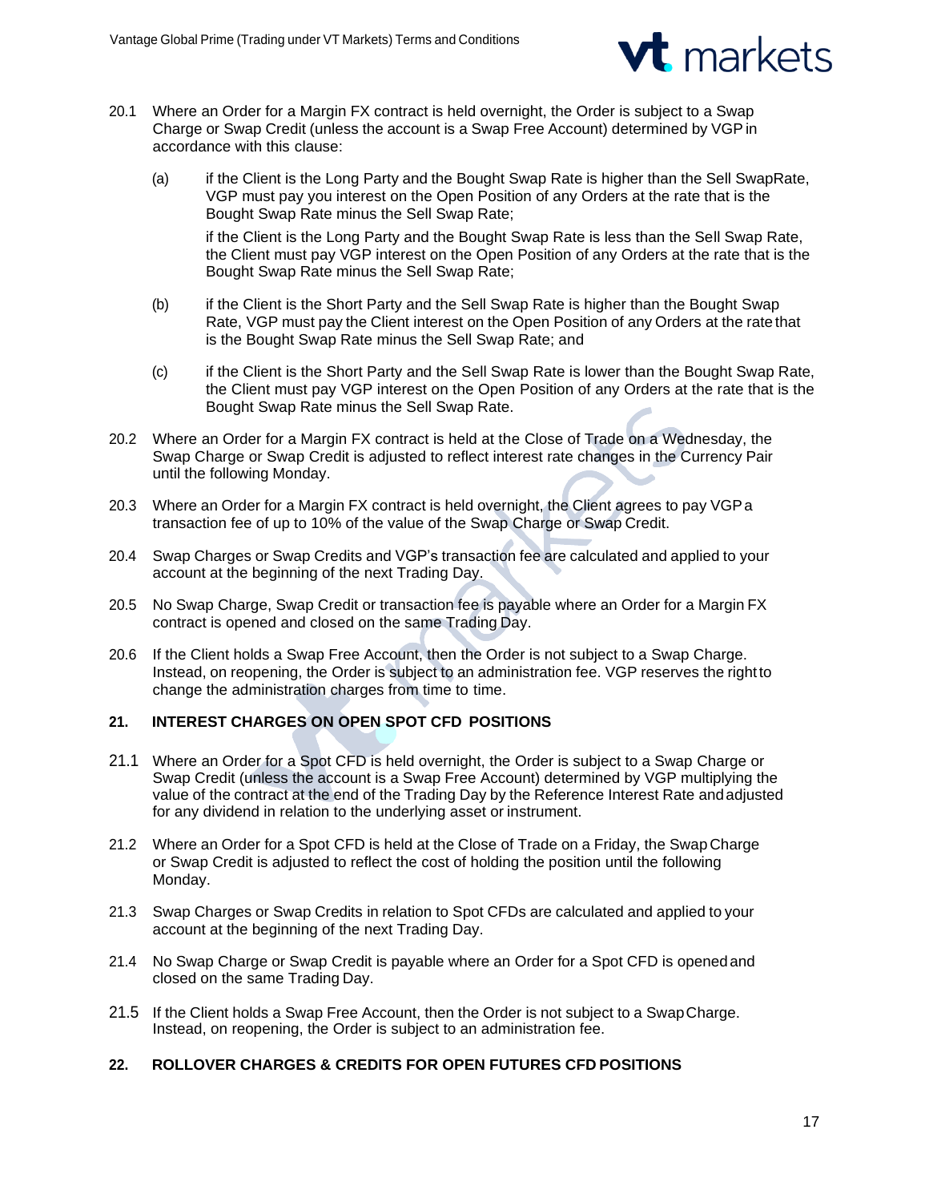20.1 Where an Order for a Margin FX contract is held overnight, the Order is subject to a Swap Charge or Swap Credit (unless the account is a Swap Free Account) determined by VGP in accordance with this clause:

(a) if the Client is the Long Party and the Bought Swap Rate is higher than the Sell SwapRate, VGP must pay you interest on the Open Position of any Orders at the rate that is the Bought Swap Rate minus the Sell Swap Rate;

if the Client is the Long Party and the Bought Swap Rate is less than the Sell Swap Rate, the Client must pay VGP interest on the Open Position of any Orders at the rate that is the Bought Swap Rate minus the Sell Swap Rate;

(b) if the Client is the Short Party and the Sell Swap Rate is higher than the Bought Swap Rate, VGP must pay the Client interest on the Open Position of any Orders at the rate that is the Bought Swap Rate minus the Sell Swap Rate; and

(c) if the Client is the Short Party and the Sell Swap Rate is lower than the Bought Swap Rate, the Client must pay VGP interest on the Open Position of any Orders at the rate that is the Bought Swap Rate minus the Sell Swap Rate.

20.2 Where an Order for a Margin FX contract is held at the Close of Trade on a Wednesday, the Swap Charge or Swap Credit is adjusted to reflect interest rate changes in the Currency Pair until the following Monday.

20.3 Where an Order for a Margin FX contract is held overnight, the Client agrees to pay VGP a transaction fee of up to 10% of the value of the Swap Charge or Swap Credit.

20.4 Swap Charges or Swap Credits and VGP's transaction fee are calculated and applied to your account at the beginning of the next Trading Day.

20.5 No Swap Charge, Swap Credit or transaction fee is payable where an Order for a Margin FX contract is opened and closed on the same Trading Day.

20.6 If the Client holds a Swap Free Account, then the Order is not subject to a Swap Charge. Instead, on reopening, the Order is subject to an administration fee. VGP reserves the right to change the administration charges from time to time.

## 21. INTEREST CHARGES ON OPEN SPOT CFD POSITIONS

21.1 Where an Order for a Spot CFD is held overnight, the Order is subject to a Swap Charge or Swap Credit (unless the account is a Swap Free Account) determined by VGP multiplying the value of the contract at the end of the Trading Day by the Reference Interest Rate and adjusted for any dividend in relation to the underlying asset or instrument.

21.2 Where an Order for a Spot CFD is held at the Close of Trade on a Friday, the Swap Charge or Swap Credit is adjusted to reflect the cost of holding the position until the following Monday.

21.3 Swap Charges or Swap Credits in relation to Spot CFDs are calculated and applied to your account at the beginning of the next Trading Day.

21.4 No Swap Charge or Swap Credit is payable where an Order for a Spot CFD is opened and closed on the same Trading Day.

21.5 If the Client holds a Swap Free Account, then the Order is not subject to a Swap Charge. Instead, on reopening, the Order is subject to an administration fee.

## 22. ROLLOVER CHARGES & CREDITS FOR OPEN FUTURES CFD POSITIONS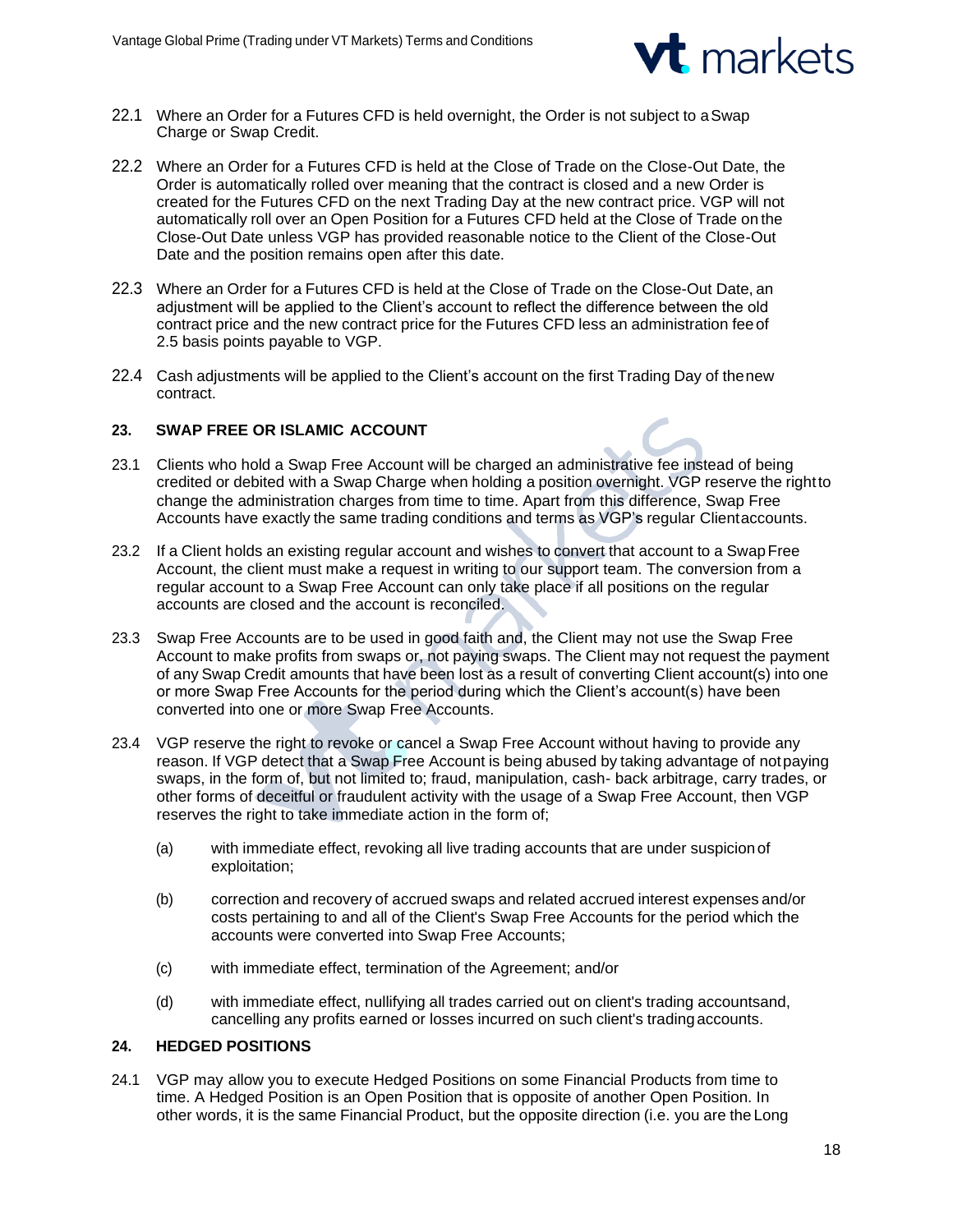22.1 Where an Order for a Futures CFD is held overnight, the Order is not subject to a Swap Charge or Swap Credit.

22.2 Where an Order for a Futures CFD is held at the Close of Trade on the Close-Out Date, the Order is automatically rolled over meaning that the contract is closed and a new Order is created for the Futures CFD on the next Trading Day at the new contract price. VGP will not automatically roll over an Open Position for a Futures CFD held at the Close of Trade on the Close-Out Date unless VGP has provided reasonable notice to the Client of the Close-Out Date and the position remains open after this date.

22.3 Where an Order for a Futures CFD is held at the Close of Trade on the Close-Out Date, an adjustment will be applied to the Client's account to reflect the difference between the old contract price and the new contract price for the Futures CFD less an administration fee of 2.5 basis points payable to VGP.

22.4 Cash adjustments will be applied to the Client's account on the first Trading Day of the new contract.

## 23. SWAP FREE OR ISLAMIC ACCOUNT

23.1 Clients who hold a Swap Free Account will be charged an administrative fee instead of being credited or debited with a Swap Charge when holding a position overnight. VGP reserve the right to change the administration charges from time to time. Apart from this difference, Swap Free Accounts have exactly the same trading conditions and terms as VGP's regular Client accounts.

23.2 If a Client holds an existing regular account and wishes to convert that account to a Swap Free Account, the client must make a request in writing to our support team. The conversion from a regular account to a Swap Free Account can only take place if all positions on the regular accounts are closed and the account is reconciled.

23.3 Swap Free Accounts are to be used in good faith and, the Client may not use the Swap Free Account to make profits from swaps or, not paying swaps. The Client may not request the payment of any Swap Credit amounts that have been lost as a result of converting Client account(s) into one or more Swap Free Accounts for the period during which the Client's account(s) have been converted into one or more Swap Free Accounts.

23.4 VGP reserve the right to revoke or cancel a Swap Free Account without having to provide any reason. If VGP detect that a Swap Free Account is being abused by taking advantage of not paying swaps, in the form of, but not limited to; fraud, manipulation, cash- back arbitrage, carry trades, or other forms of deceitful or fraudulent activity with the usage of a Swap Free Account, then VGP reserves the right to take immediate action in the form of;

(a) with immediate effect, revoking all live trading accounts that are under suspicion of exploitation;

(b) correction and recovery of accrued swaps and related accrued interest expenses and/or costs pertaining to and all of the Client's Swap Free Accounts for the period which the accounts were converted into Swap Free Accounts;

(c) with immediate effect, termination of the Agreement; and/or

(d) with immediate effect, nullifying all trades carried out on client's trading accountsand, cancelling any profits earned or losses incurred on such client's trading accounts.

## 24. HEDGED POSITIONS

24.1 VGP may allow you to execute Hedged Positions on some Financial Products from time to time. A Hedged Position is an Open Position that is opposite of another Open Position. In other words, it is the same Financial Product, but the opposite direction (i.e. you are the Long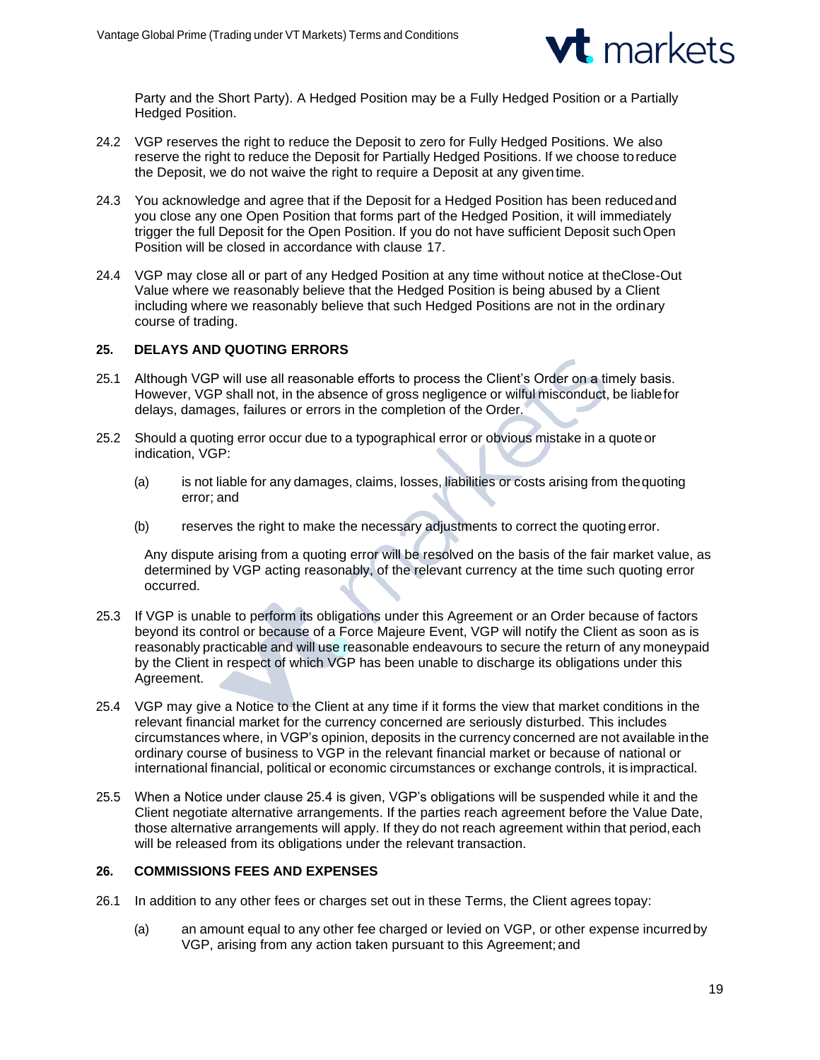Party and the Short Party). A Hedged Position may be a Fully Hedged Position or a Partially Hedged Position.

24.2 VGP reserves the right to reduce the Deposit to zero for Fully Hedged Positions. We also reserve the right to reduce the Deposit for Partially Hedged Positions. If we choose to reduce the Deposit, we do not waive the right to require a Deposit at any given time.

24.3 You acknowledge and agree that if the Deposit for a Hedged Position has been reduced and you close any one Open Position that forms part of the Hedged Position, it will immediately trigger the full Deposit for the Open Position. If you do not have sufficient Deposit such Open Position will be closed in accordance with clause 17.

24.4 VGP may close all or part of any Hedged Position at any time without notice at the Close-Out Value where we reasonably believe that the Hedged Position is being abused by a Client including where we reasonably believe that such Hedged Positions are not in the ordinary course of trading.

## 25. DELAYS AND QUOTING ERRORS

25.1 Although VGP will use all reasonable efforts to process the Client's Order on a timely basis. However, VGP shall not, in the absence of gross negligence or wilful misconduct, be liable for delays, damages, failures or errors in the completion of the Order.

25.2 Should a quoting error occur due to a typographical error or obvious mistake in a quote or indication, VGP:

(a) is not liable for any damages, claims, losses, liabilities or costs arising from the quoting error; and

(b) reserves the right to make the necessary adjustments to correct the quoting error.

Any dispute arising from a quoting error will be resolved on the basis of the fair market value, as determined by VGP acting reasonably, of the relevant currency at the time such quoting error occurred.

25.3 If VGP is unable to perform its obligations under this Agreement or an Order because of factors beyond its control or because of a Force Majeure Event, VGP will notify the Client as soon as is reasonably practicable and will use reasonable endeavours to secure the return of any money paid by the Client in respect of which VGP has been unable to discharge its obligations under this Agreement.

25.4 VGP may give a Notice to the Client at any time if it forms the view that market conditions in the relevant financial market for the currency concerned are seriously disturbed. This includes circumstances where, in VGP's opinion, deposits in the currency concerned are not available in the ordinary course of business to VGP in the relevant financial market or because of national or international financial, political or economic circumstances or exchange controls, it is impractical.

25.5 When a Notice under clause 25.4 is given, VGP's obligations will be suspended while it and the Client negotiate alternative arrangements. If the parties reach agreement before the Value Date, those alternative arrangements will apply. If they do not reach agreement within that period, each will be released from its obligations under the relevant transaction.

## 26. COMMISSIONS FEES AND EXPENSES

26.1 In addition to any other fees or charges set out in these Terms, the Client agrees to pay:

(a) an amount equal to any other fee charged or levied on VGP, or other expense incurred by VGP, arising from any action taken pursuant to this Agreement; and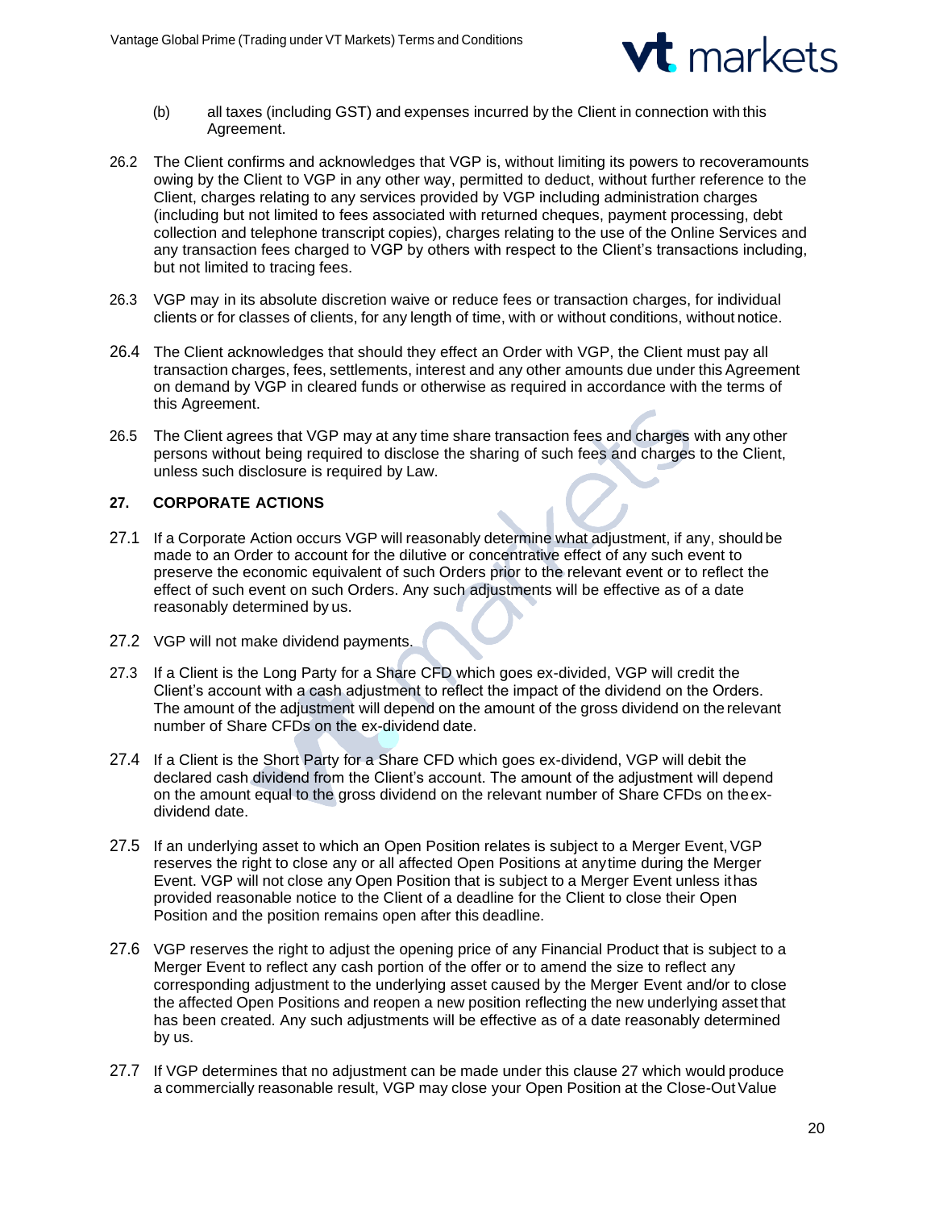(b) all taxes (including GST) and expenses incurred by the Client in connection with this Agreement.

26.2 The Client confirms and acknowledges that VGP is, without limiting its powers to recoveramounts owing by the Client to VGP in any other way, permitted to deduct, without further reference to the Client, charges relating to any services provided by VGP including administration charges (including but not limited to fees associated with returned cheques, payment processing, debt collection and telephone transcript copies), charges relating to the use of the Online Services and any transaction fees charged to VGP by others with respect to the Client's transactions including, but not limited to tracing fees.

26.3 VGP may in its absolute discretion waive or reduce fees or transaction charges, for individual clients or for classes of clients, for any length of time, with or without conditions, without notice.

26.4 The Client acknowledges that should they effect an Order with VGP, the Client must pay all transaction charges, fees, settlements, interest and any other amounts due under this Agreement on demand by VGP in cleared funds or otherwise as required in accordance with the terms of this Agreement.

26.5 The Client agrees that VGP may at any time share transaction fees and charges with any other persons without being required to disclose the sharing of such fees and charges to the Client, unless such disclosure is required by Law.

## 27. CORPORATE ACTIONS

27.1 If a Corporate Action occurs VGP will reasonably determine what adjustment, if any, should be made to an Order to account for the dilutive or concentrative effect of any such event to preserve the economic equivalent of such Orders prior to the relevant event or to reflect the effect of such event on such Orders. Any such adjustments will be effective as of a date reasonably determined by us.

27.2 VGP will not make dividend payments.

27.3 If a Client is the Long Party for a Share CFD which goes ex-divided, VGP will credit the Client's account with a cash adjustment to reflect the impact of the dividend on the Orders. The amount of the adjustment will depend on the amount of the gross dividend on the relevant number of Share CFDs on the ex-dividend date.

27.4 If a Client is the Short Party for a Share CFD which goes ex-dividend, VGP will debit the declared cash dividend from the Client's account. The amount of the adjustment will depend on the amount equal to the gross dividend on the relevant number of Share CFDs on the ex-dividend date.

27.5 If an underlying asset to which an Open Position relates is subject to a Merger Event, VGP reserves the right to close any or all affected Open Positions at anytime during the Merger Event. VGP will not close any Open Position that is subject to a Merger Event unless it has provided reasonable notice to the Client of a deadline for the Client to close their Open Position and the position remains open after this deadline.

27.6 VGP reserves the right to adjust the opening price of any Financial Product that is subject to a Merger Event to reflect any cash portion of the offer or to amend the size to reflect any corresponding adjustment to the underlying asset caused by the Merger Event and/or to close the affected Open Positions and reopen a new position reflecting the new underlying asset that has been created. Any such adjustments will be effective as of a date reasonably determined by us.

27.7 If VGP determines that no adjustment can be made under this clause 27 which would produce a commercially reasonable result, VGP may close your Open Position at the Close-Out Value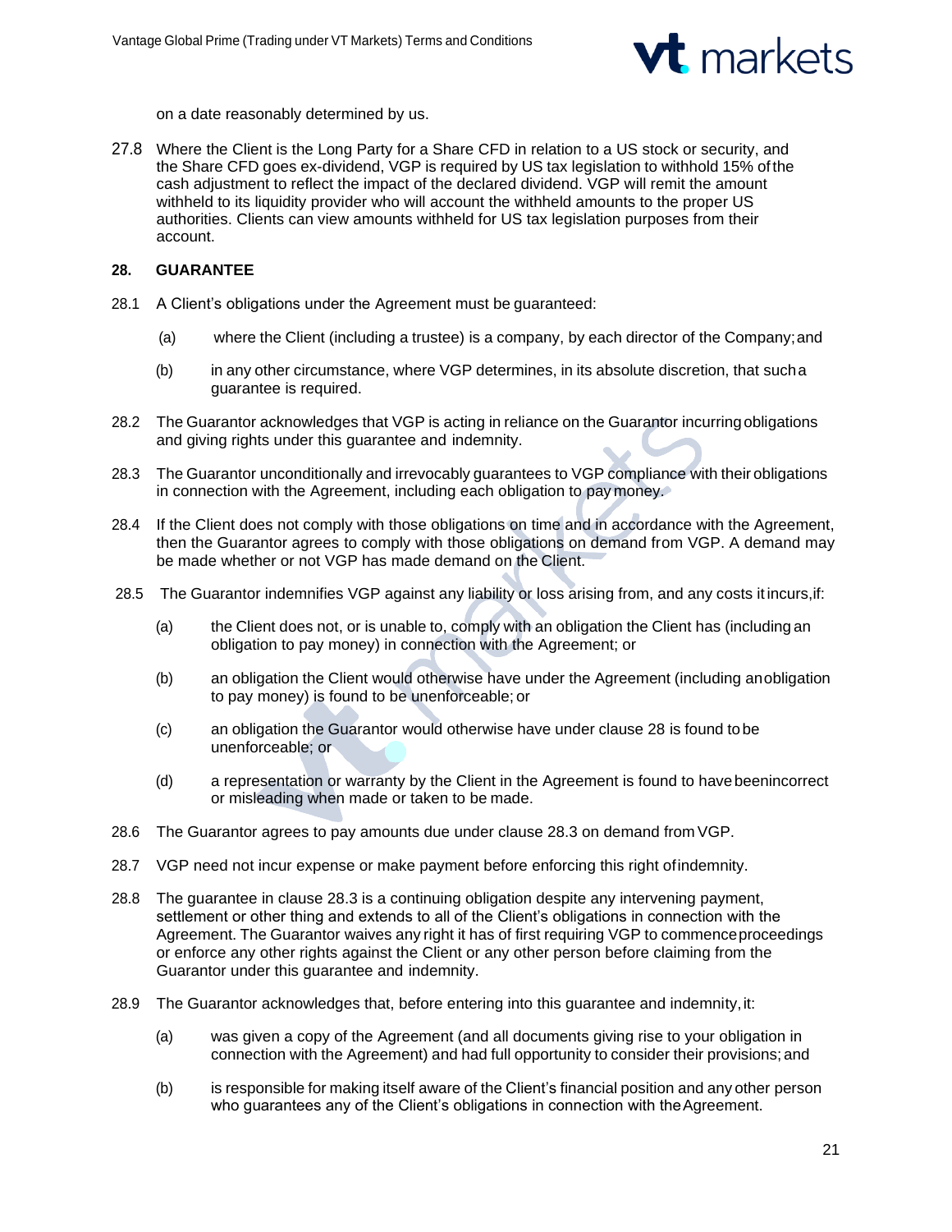on a date reasonably determined by us.

27.8 Where the Client is the Long Party for a Share CFD in relation to a US stock or security, and the Share CFD goes ex-dividend, VGP is required by US tax legislation to withhold 15% of the cash adjustment to reflect the impact of the declared dividend. VGP will remit the amount withheld to its liquidity provider who will account the withheld amounts to the proper US authorities. Clients can view amounts withheld for US tax legislation purposes from their account.

## 28. GUARANTEE

28.1 A Client's obligations under the Agreement must be guaranteed:

(a) where the Client (including a trustee) is a company, by each director of the Company; and

(b) in any other circumstance, where VGP determines, in its absolute discretion, that such a guarantee is required.

28.2 The Guarantor acknowledges that VGP is acting in reliance on the Guarantor incurring obligations and giving rights under this guarantee and indemnity.

28.3 The Guarantor unconditionally and irrevocably guarantees to VGP compliance with their obligations in connection with the Agreement, including each obligation to pay money.

28.4 If the Client does not comply with those obligations on time and in accordance with the Agreement, then the Guarantor agrees to comply with those obligations on demand from VGP. A demand may be made whether or not VGP has made demand on the Client.

28.5 The Guarantor indemnifies VGP against any liability or loss arising from, and any costs it incurs, if:

(a) the Client does not, or is unable to, comply with an obligation the Client has (including an obligation to pay money) in connection with the Agreement; or

(b) an obligation the Client would otherwise have under the Agreement (including an obligation to pay money) is found to be unenforceable; or

(c) an obligation the Guarantor would otherwise have under clause 28 is found to be unenforceable; or

(d) a representation or warranty by the Client in the Agreement is found to have been incorrect or misleading when made or taken to be made.

28.6 The Guarantor agrees to pay amounts due under clause 28.3 on demand from VGP.

28.7 VGP need not incur expense or make payment before enforcing this right of indemnity.

28.8 The guarantee in clause 28.3 is a continuing obligation despite any intervening payment, settlement or other thing and extends to all of the Client's obligations in connection with the Agreement. The Guarantor waives any right it has of first requiring VGP to commence proceedings or enforce any other rights against the Client or any other person before claiming from the Guarantor under this guarantee and indemnity.

28.9 The Guarantor acknowledges that, before entering into this guarantee and indemnity, it:

(a) was given a copy of the Agreement (and all documents giving rise to your obligation in connection with the Agreement) and had full opportunity to consider their provisions; and

(b) is responsible for making itself aware of the Client's financial position and any other person who guarantees any of the Client's obligations in connection with the Agreement.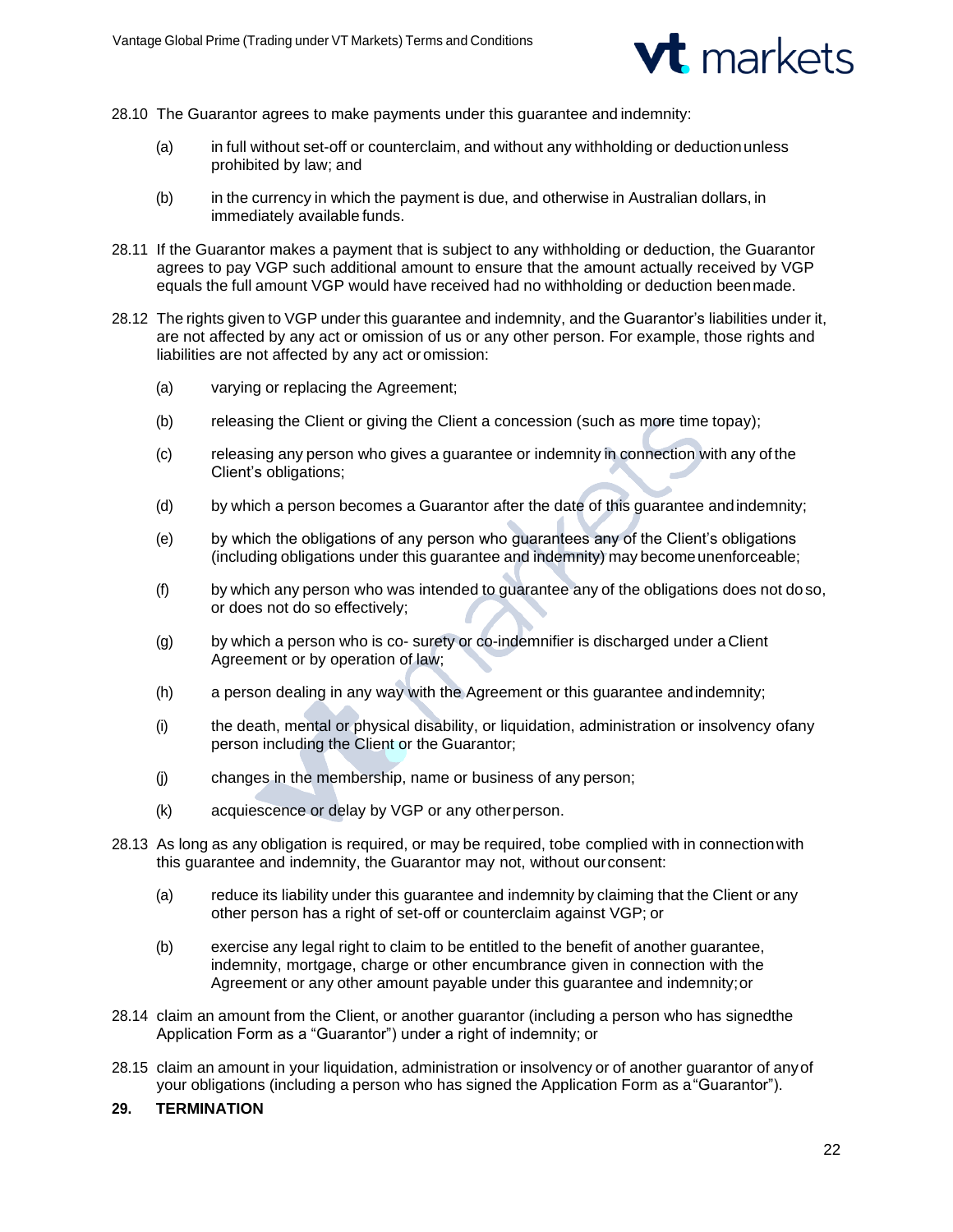28.10 The Guarantor agrees to make payments under this guarantee and indemnity:

(a) in full without set-off or counterclaim, and without any withholding or deduction unless prohibited by law; and

(b) in the currency in which the payment is due, and otherwise in Australian dollars, in immediately available funds.

28.11 If the Guarantor makes a payment that is subject to any withholding or deduction, the Guarantor agrees to pay VGP such additional amount to ensure that the amount actually received by VGP equals the full amount VGP would have received had no withholding or deduction been made.

28.12 The rights given to VGP under this guarantee and indemnity, and the Guarantor's liabilities under it, are not affected by any act or omission of us or any other person. For example, those rights and liabilities are not affected by any act or omission:

(a) varying or replacing the Agreement;

(b) releasing the Client or giving the Client a concession (such as more time to pay);

(c) releasing any person who gives a guarantee or indemnity in connection with any of the Client's obligations;

(d) by which a person becomes a Guarantor after the date of this guarantee and indemnity;

(e) by which the obligations of any person who guarantees any of the Client's obligations (including obligations under this guarantee and indemnity) may become unenforceable;

(f) by which any person who was intended to guarantee any of the obligations does not do so, or does not do so effectively;

(g) by which a person who is co- surety or co-indemnifier is discharged under a Client Agreement or by operation of law;

(h) a person dealing in any way with the Agreement or this guarantee and indemnity;

(i) the death, mental or physical disability, or liquidation, administration or insolvency of any person including the Client or the Guarantor;

(j) changes in the membership, name or business of any person;

(k) acquiescence or delay by VGP or any other person.

28.13 As long as any obligation is required, or may be required, to be complied with in connection with this guarantee and indemnity, the Guarantor may not, without our consent:

(a) reduce its liability under this guarantee and indemnity by claiming that the Client or any other person has a right of set-off or counterclaim against VGP; or

(b) exercise any legal right to claim to be entitled to the benefit of another guarantee, indemnity, mortgage, charge or other encumbrance given in connection with the Agreement or any other amount payable under this guarantee and indemnity; or

28.14 claim an amount from the Client, or another guarantor (including a person who has signed the Application Form as a "Guarantor") under a right of indemnity; or

28.15 claim an amount in your liquidation, administration or insolvency or of another guarantor of any of your obligations (including a person who has signed the Application Form as a "Guarantor").

## 29. TERMINATION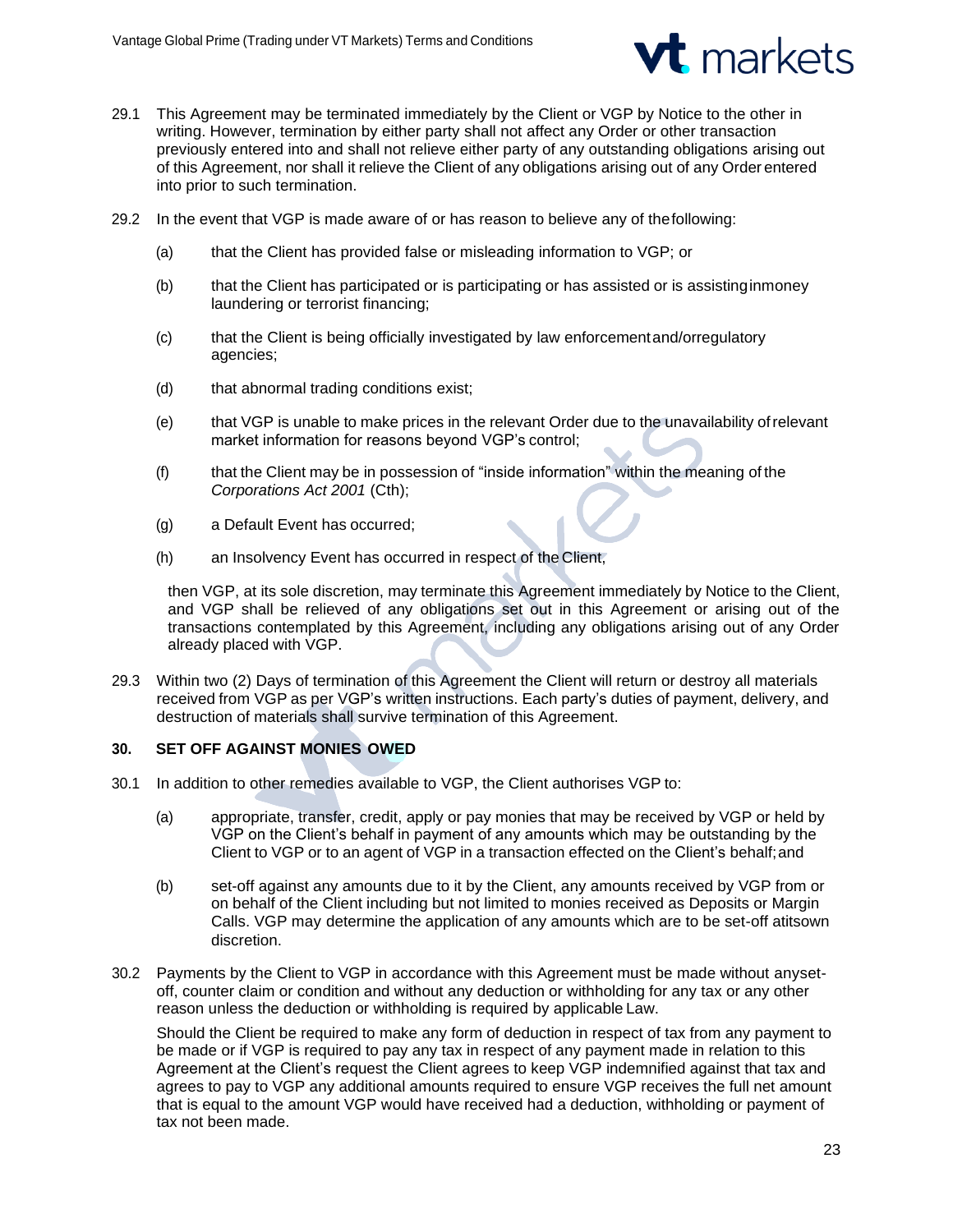29.1 This Agreement may be terminated immediately by the Client or VGP by Notice to the other in writing. However, termination by either party shall not affect any Order or other transaction previously entered into and shall not relieve either party of any outstanding obligations arising out of this Agreement, nor shall it relieve the Client of any obligations arising out of any Order entered into prior to such termination.

29.2 In the event that VGP is made aware of or has reason to believe any of the following:

(a) that the Client has provided false or misleading information to VGP; or

(b) that the Client has participated or is participating or has assisted or is assisting in money laundering or terrorist financing;

(c) that the Client is being officially investigated by law enforcement and/or regulatory agencies;

(d) that abnormal trading conditions exist;

(e) that VGP is unable to make prices in the relevant Order due to the unavailability of relevant market information for reasons beyond VGP's control;

(f) that the Client may be in possession of "inside information" within the meaning of the *Corporations Act 2001* (Cth);

(g) a Default Event has occurred;

(h) an Insolvency Event has occurred in respect of the Client,

then VGP, at its sole discretion, may terminate this Agreement immediately by Notice to the Client, and VGP shall be relieved of any obligations set out in this Agreement or arising out of the transactions contemplated by this Agreement, including any obligations arising out of any Order already placed with VGP.

29.3 Within two (2) Days of termination of this Agreement the Client will return or destroy all materials received from VGP as per VGP's written instructions. Each party's duties of payment, delivery, and destruction of materials shall survive termination of this Agreement.

## 30. SET OFF AGAINST MONIES OWED

30.1 In addition to other remedies available to VGP, the Client authorises VGP to:

(a) appropriate, transfer, credit, apply or pay monies that may be received by VGP or held by VGP on the Client's behalf in payment of any amounts which may be outstanding by the Client to VGP or to an agent of VGP in a transaction effected on the Client's behalf; and

(b) set-off against any amounts due to it by the Client, any amounts received by VGP from or on behalf of the Client including but not limited to monies received as Deposits or Margin Calls. VGP may determine the application of any amounts which are to be set-off at its own discretion.

30.2 Payments by the Client to VGP in accordance with this Agreement must be made without any set-off, counter claim or condition and without any deduction or withholding for any tax or any other reason unless the deduction or withholding is required by applicable Law.

Should the Client be required to make any form of deduction in respect of tax from any payment to be made or if VGP is required to pay any tax in respect of any payment made in relation to this Agreement at the Client's request the Client agrees to keep VGP indemnified against that tax and agrees to pay to VGP any additional amounts required to ensure VGP receives the full net amount that is equal to the amount VGP would have received had a deduction, withholding or payment of tax not been made.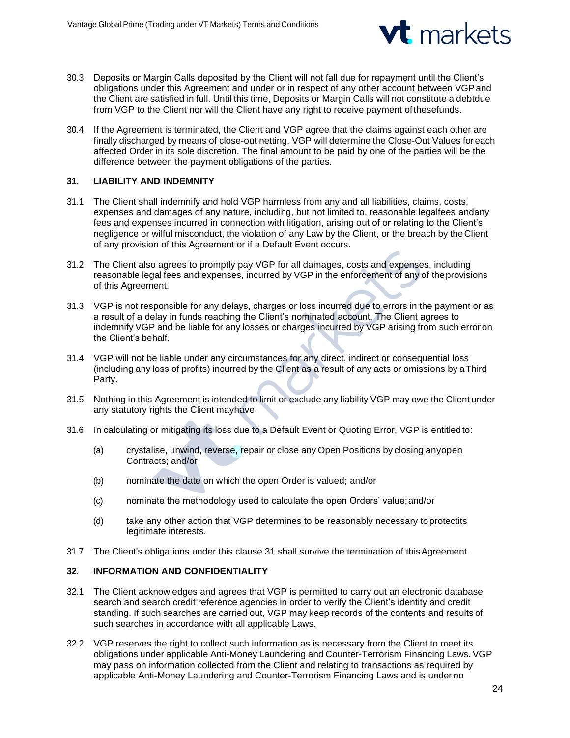30.3 Deposits or Margin Calls deposited by the Client will not fall due for repayment until the Client's obligations under this Agreement and under or in respect of any other account between VGP and the Client are satisfied in full. Until this time, Deposits or Margin Calls will not constitute a debt due from VGP to the Client nor will the Client have any right to receive payment of these funds.

30.4 If the Agreement is terminated, the Client and VGP agree that the claims against each other are finally discharged by means of close-out netting. VGP will determine the Close-Out Values for each affected Order in its sole discretion. The final amount to be paid by one of the parties will be the difference between the payment obligations of the parties.

## 31. LIABILITY AND INDEMNITY

31.1 The Client shall indemnify and hold VGP harmless from any and all liabilities, claims, costs, expenses and damages of any nature, including, but not limited to, reasonable legal fees and any fees and expenses incurred in connection with litigation, arising out of or relating to the Client's negligence or wilful misconduct, the violation of any Law by the Client, or the breach by the Client of any provision of this Agreement or if a Default Event occurs.

31.2 The Client also agrees to promptly pay VGP for all damages, costs and expenses, including reasonable legal fees and expenses, incurred by VGP in the enforcement of any of the provisions of this Agreement.

31.3 VGP is not responsible for any delays, charges or loss incurred due to errors in the payment or as a result of a delay in funds reaching the Client's nominated account. The Client agrees to indemnify VGP and be liable for any losses or charges incurred by VGP arising from such error on the Client's behalf.

31.4 VGP will not be liable under any circumstances for any direct, indirect or consequential loss (including any loss of profits) incurred by the Client as a result of any acts or omissions by a Third Party.

31.5 Nothing in this Agreement is intended to limit or exclude any liability VGP may owe the Client under any statutory rights the Client may have.

31.6 In calculating or mitigating its loss due to a Default Event or Quoting Error, VGP is entitled to:

(a) crystalise, unwind, reverse, repair or close any Open Positions by closing any open Contracts; and/or

(b) nominate the date on which the open Order is valued; and/or

(c) nominate the methodology used to calculate the open Orders' value; and/or

(d) take any other action that VGP determines to be reasonably necessary to protect its legitimate interests.

31.7 The Client's obligations under this clause 31 shall survive the termination of this Agreement.

## 32. INFORMATION AND CONFIDENTIALITY

32.1 The Client acknowledges and agrees that VGP is permitted to carry out an electronic database search and search credit reference agencies in order to verify the Client's identity and credit standing. If such searches are carried out, VGP may keep records of the contents and results of such searches in accordance with all applicable Laws.

32.2 VGP reserves the right to collect such information as is necessary from the Client to meet its obligations under applicable Anti-Money Laundering and Counter-Terrorism Financing Laws. VGP may pass on information collected from the Client and relating to transactions as required by applicable Anti-Money Laundering and Counter-Terrorism Financing Laws and is under no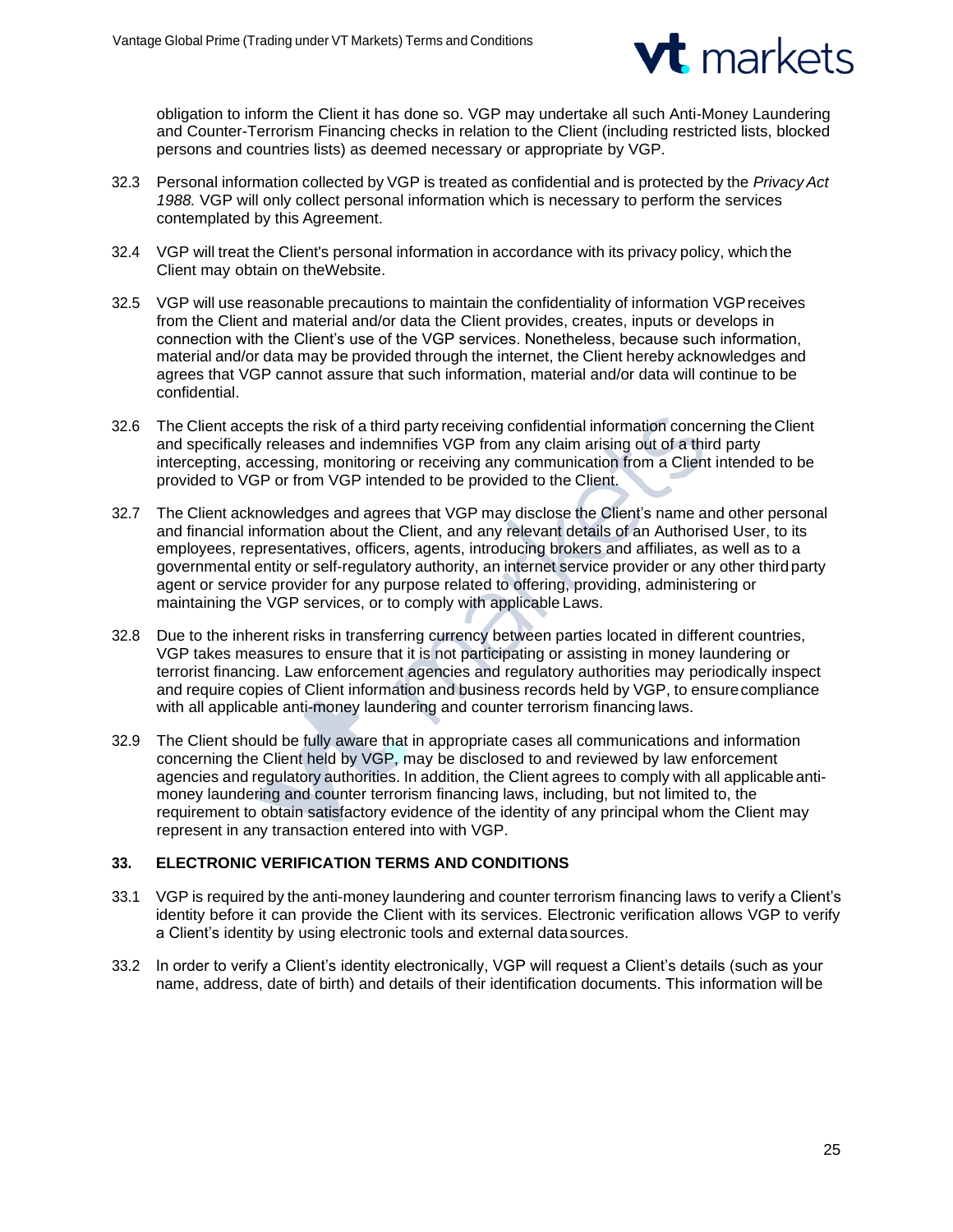obligation to inform the Client it has done so. VGP may undertake all such Anti-Money Laundering and Counter-Terrorism Financing checks in relation to the Client (including restricted lists, blocked persons and countries lists) as deemed necessary or appropriate by VGP.

32.3 Personal information collected by VGP is treated as confidential and is protected by the *Privacy Act 1988.* VGP will only collect personal information which is necessary to perform the services contemplated by this Agreement.

32.4 VGP will treat the Client's personal information in accordance with its privacy policy, which the Client may obtain on theWebsite.

32.5 VGP will use reasonable precautions to maintain the confidentiality of information VGP receives from the Client and material and/or data the Client provides, creates, inputs or develops in connection with the Client's use of the VGP services. Nonetheless, because such information, material and/or data may be provided through the internet, the Client hereby acknowledges and agrees that VGP cannot assure that such information, material and/or data will continue to be confidential.

32.6 The Client accepts the risk of a third party receiving confidential information concerning the Client and specifically releases and indemnifies VGP from any claim arising out of a third party intercepting, accessing, monitoring or receiving any communication from a Client intended to be provided to VGP or from VGP intended to be provided to the Client.

32.7 The Client acknowledges and agrees that VGP may disclose the Client's name and other personal and financial information about the Client, and any relevant details of an Authorised User, to its employees, representatives, officers, agents, introducing brokers and affiliates, as well as to a governmental entity or self-regulatory authority, an internet service provider or any other third party agent or service provider for any purpose related to offering, providing, administering or maintaining the VGP services, or to comply with applicable Laws.

32.8 Due to the inherent risks in transferring currency between parties located in different countries, VGP takes measures to ensure that it is not participating or assisting in money laundering or terrorist financing. Law enforcement agencies and regulatory authorities may periodically inspect and require copies of Client information and business records held by VGP, to ensure compliance with all applicable anti-money laundering and counter terrorism financing laws.

32.9 The Client should be fully aware that in appropriate cases all communications and information concerning the Client held by VGP, may be disclosed to and reviewed by law enforcement agencies and regulatory authorities. In addition, the Client agrees to comply with all applicable anti-money laundering and counter terrorism financing laws, including, but not limited to, the requirement to obtain satisfactory evidence of the identity of any principal whom the Client may represent in any transaction entered into with VGP.

## 33. ELECTRONIC VERIFICATION TERMS AND CONDITIONS

33.1 VGP is required by the anti-money laundering and counter terrorism financing laws to verify a Client's identity before it can provide the Client with its services. Electronic verification allows VGP to verify a Client's identity by using electronic tools and external data sources.

33.2 In order to verify a Client's identity electronically, VGP will request a Client's details (such as your name, address, date of birth) and details of their identification documents. This information will be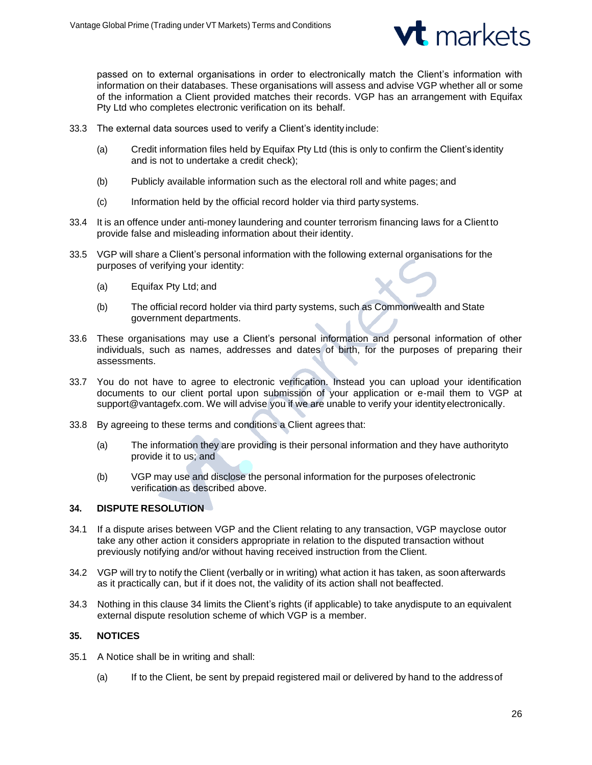passed on to external organisations in order to electronically match the Client's information with information on their databases. These organisations will assess and advise VGP whether all or some of the information a Client provided matches their records. VGP has an arrangement with Equifax Pty Ltd who completes electronic verification on its behalf.

33.3 The external data sources used to verify a Client's identity include:

(a) Credit information files held by Equifax Pty Ltd (this is only to confirm the Client's identity and is not to undertake a credit check);

(b) Publicly available information such as the electoral roll and white pages; and

(c) Information held by the official record holder via third party systems.

33.4 It is an offence under anti-money laundering and counter terrorism financing laws for a Client to provide false and misleading information about their identity.

33.5 VGP will share a Client's personal information with the following external organisations for the purposes of verifying your identity:

(a) Equifax Pty Ltd; and

(b) The official record holder via third party systems, such as Commonwealth and State government departments.

33.6 These organisations may use a Client's personal information and personal information of other individuals, such as names, addresses and dates of birth, for the purposes of preparing their assessments.

33.7 You do not have to agree to electronic verification. Instead you can upload your identification documents to our client portal upon submission of your application or e-mail them to VGP at support@vantagefx.com. We will advise you if we are unable to verify your identity electronically.

33.8 By agreeing to these terms and conditions a Client agrees that:

(a) The information they are providing is their personal information and they have authority to provide it to us; and

(b) VGP may use and disclose the personal information for the purposes of electronic verification as described above.

## 34. DISPUTE RESOLUTION

34.1 If a dispute arises between VGP and the Client relating to any transaction, VGP may close out or take any other action it considers appropriate in relation to the disputed transaction without previously notifying and/or without having received instruction from the Client.

34.2 VGP will try to notify the Client (verbally or in writing) what action it has taken, as soon afterwards as it practically can, but if it does not, the validity of its action shall not be affected.

34.3 Nothing in this clause 34 limits the Client's rights (if applicable) to take any dispute to an equivalent external dispute resolution scheme of which VGP is a member.

## 35. NOTICES

35.1 A Notice shall be in writing and shall:

(a) If to the Client, be sent by prepaid registered mail or delivered by hand to the address of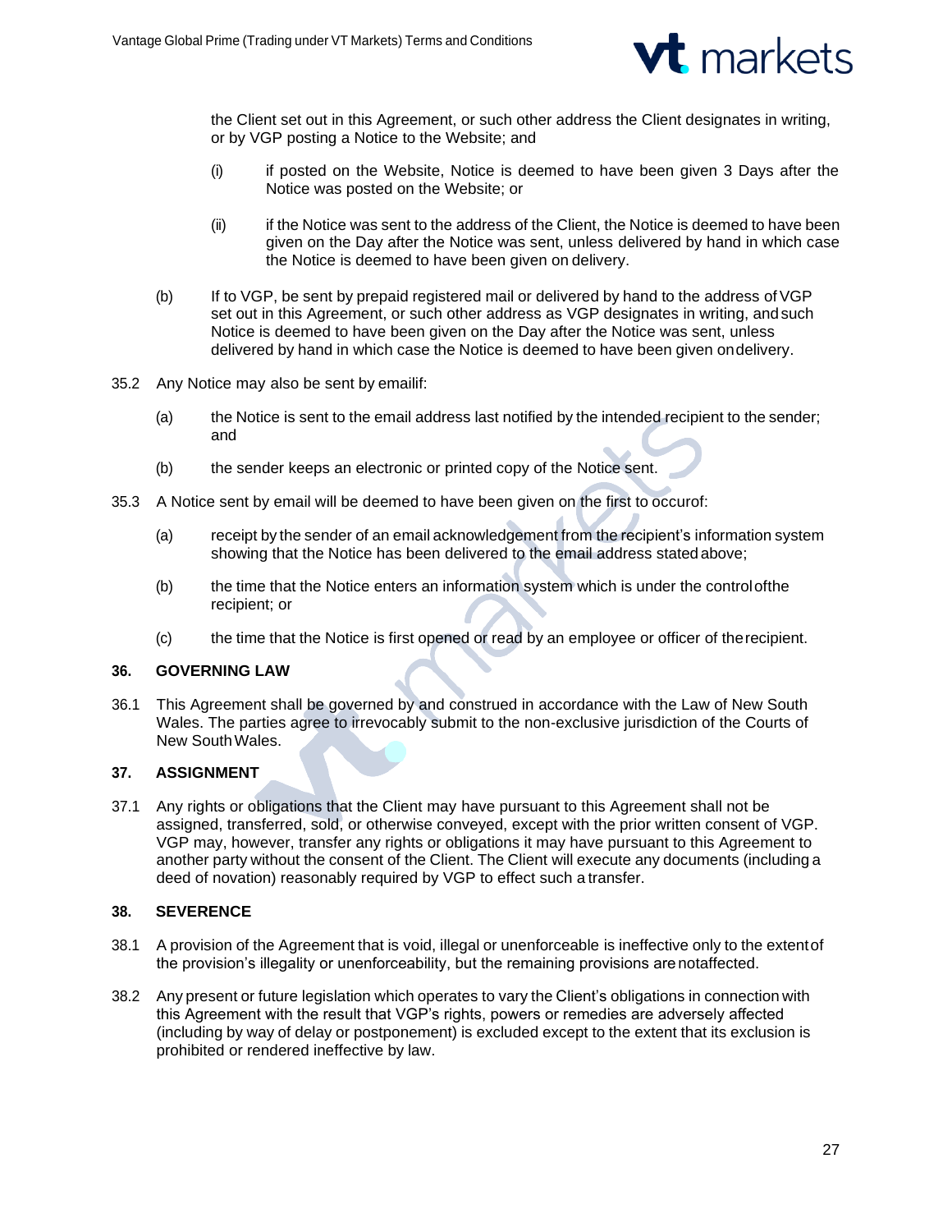the Client set out in this Agreement, or such other address the Client designates in writing, or by VGP posting a Notice to the Website; and

(i) if posted on the Website, Notice is deemed to have been given 3 Days after the Notice was posted on the Website; or

(ii) if the Notice was sent to the address of the Client, the Notice is deemed to have been given on the Day after the Notice was sent, unless delivered by hand in which case the Notice is deemed to have been given on delivery.

(b) If to VGP, be sent by prepaid registered mail or delivered by hand to the address of VGP set out in this Agreement, or such other address as VGP designates in writing, and such Notice is deemed to have been given on the Day after the Notice was sent, unless delivered by hand in which case the Notice is deemed to have been given on delivery.

35.2 Any Notice may also be sent by email if:

(a) the Notice is sent to the email address last notified by the intended recipient to the sender; and

(b) the sender keeps an electronic or printed copy of the Notice sent.

35.3 A Notice sent by email will be deemed to have been given on the first to occur of:

(a) receipt by the sender of an email acknowledgement from the recipient's information system showing that the Notice has been delivered to the email address stated above;

(b) the time that the Notice enters an information system which is under the control of the recipient; or

(c) the time that the Notice is first opened or read by an employee or officer of the recipient.

## 36. GOVERNING LAW

36.1 This Agreement shall be governed by and construed in accordance with the Law of New South Wales. The parties agree to irrevocably submit to the non-exclusive jurisdiction of the Courts of New South Wales.

## 37. ASSIGNMENT

37.1 Any rights or obligations that the Client may have pursuant to this Agreement shall not be assigned, transferred, sold, or otherwise conveyed, except with the prior written consent of VGP. VGP may, however, transfer any rights or obligations it may have pursuant to this Agreement to another party without the consent of the Client. The Client will execute any documents (including a deed of novation) reasonably required by VGP to effect such a transfer.

## 38. SEVERENCE

38.1 A provision of the Agreement that is void, illegal or unenforceable is ineffective only to the extent of the provision's illegality or unenforceability, but the remaining provisions are not affected.

38.2 Any present or future legislation which operates to vary the Client's obligations in connection with this Agreement with the result that VGP's rights, powers or remedies are adversely affected (including by way of delay or postponement) is excluded except to the extent that its exclusion is prohibited or rendered ineffective by law.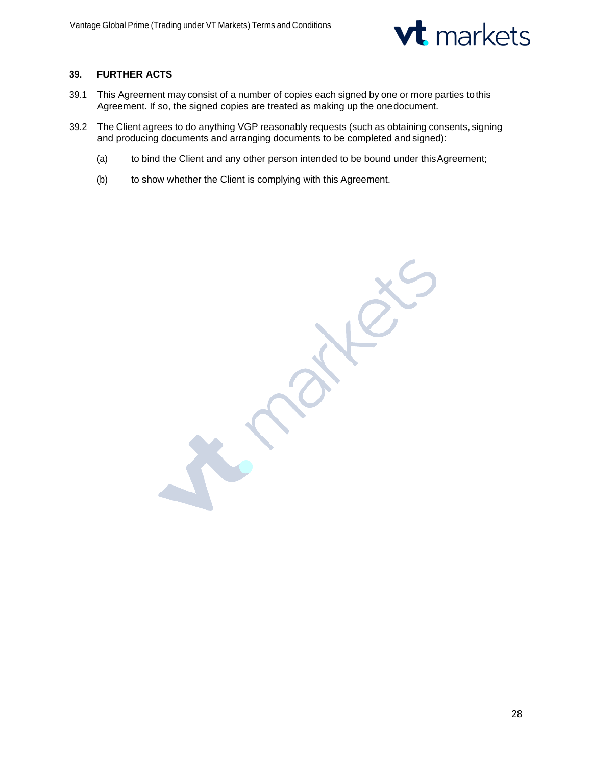## 39. FURTHER ACTS

39.1 This Agreement may consist of a number of copies each signed by one or more parties to this Agreement. If so, the signed copies are treated as making up the one document.

39.2 The Client agrees to do anything VGP reasonably requests (such as obtaining consents, signing and producing documents and arranging documents to be completed and signed):

(a) to bind the Client and any other person intended to be bound under this Agreement;

(b) to show whether the Client is complying with this Agreement.